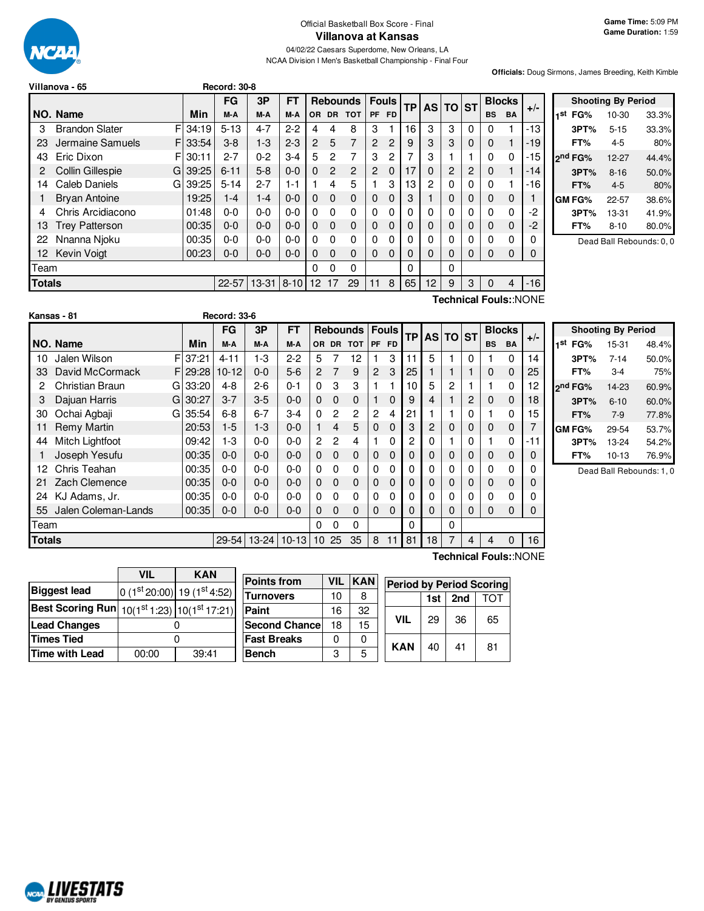Official Basketball Box Score - Final

# Villanova at Kansas

04/02/22 Caesars Superdome, New Orleans, LA

NCAA Division I Men's Basketball Championship - Final Four

**Game Time:** 5:09 PM
**Game Duration:** 1:59

**Officials:** Doug Sirmons, James Breeding, Keith Kimble

## Villanova - 65 — Record: 30-8

| NO. | Name | | Min | FG M-A | 3P M-A | FT M-A | OR | DR | TOT | PF | FD | TP | AS | TO | ST | BS | BA | +/- |
|---|---|---|---|---|---|---|---|---|---|---|---|---|---|---|---|---|---|---|
| 3 | Brandon Slater | F | 34:19 | 5-13 | 4-7 | 2-2 | 4 | 4 | 8 | 3 | 1 | 16 | 3 | 3 | 0 | 0 | 1 | -13 |
| 23 | Jermaine Samuels | F | 33:54 | 3-8 | 1-3 | 2-3 | 2 | 5 | 7 | 2 | 2 | 9 | 3 | 3 | 0 | 0 | 1 | -19 |
| 43 | Eric Dixon | F | 30:11 | 2-7 | 0-2 | 3-4 | 5 | 2 | 7 | 3 | 2 | 7 | 3 | 1 | 1 | 0 | 0 | -15 |
| 2 | Collin Gillespie | G | 39:25 | 6-11 | 5-8 | 0-0 | 0 | 2 | 2 | 2 | 0 | 17 | 0 | 2 | 2 | 0 | 1 | -14 |
| 14 | Caleb Daniels | G | 39:25 | 5-14 | 2-7 | 1-1 | 1 | 4 | 5 | 1 | 3 | 13 | 2 | 0 | 0 | 0 | 1 | -16 |
| 1 | Bryan Antoine | | 19:25 | 1-4 | 1-4 | 0-0 | 0 | 0 | 0 | 0 | 0 | 3 | 1 | 0 | 0 | 0 | 0 | 1 |
| 4 | Chris Arcidiacono | | 01:48 | 0-0 | 0-0 | 0-0 | 0 | 0 | 0 | 0 | 0 | 0 | 0 | 0 | 0 | 0 | 0 | -2 |
| 13 | Trey Patterson | | 00:35 | 0-0 | 0-0 | 0-0 | 0 | 0 | 0 | 0 | 0 | 0 | 0 | 0 | 0 | 0 | 0 | -2 |
| 22 | Nnanna Njoku | | 00:35 | 0-0 | 0-0 | 0-0 | 0 | 0 | 0 | 0 | 0 | 0 | 0 | 0 | 0 | 0 | 0 | 0 |
| 12 | Kevin Voigt | | 00:23 | 0-0 | 0-0 | 0-0 | 0 | 0 | 0 | 0 | 0 | 0 | 0 | 0 | 0 | 0 | 0 | 0 |
| | Team | | | | | | 0 | 0 | 0 | | | 0 | | 0 | | | | |
| | **Totals** | | | 22-57 | 13-31 | 8-10 | 12 | 17 | 29 | 11 | 8 | 65 | 12 | 9 | 3 | 0 | 4 | -16 |

**Technical Fouls:**:NONE

| Shooting By Period | | |
|---|---|---|
| 1st FG% | 10-30 | 33.3% |
| 3PT% | 5-15 | 33.3% |
| FT% | 4-5 | 80% |
| 2nd FG% | 12-27 | 44.4% |
| 3PT% | 8-16 | 50.0% |
| FT% | 4-5 | 80% |
| GM FG% | 22-57 | 38.6% |
| 3PT% | 13-31 | 41.9% |
| FT% | 8-10 | 80.0% |

Dead Ball Rebounds: 0, 0

## Kansas - 81 — Record: 33-6

| NO. | Name | | Min | FG M-A | 3P M-A | FT M-A | OR | DR | TOT | PF | FD | TP | AS | TO | ST | BS | BA | +/- |
|---|---|---|---|---|---|---|---|---|---|---|---|---|---|---|---|---|---|---|
| 10 | Jalen Wilson | F | 37:21 | 4-11 | 1-3 | 2-2 | 5 | 7 | 12 | 1 | 3 | 11 | 5 | 1 | 0 | 1 | 0 | 14 |
| 33 | David McCormack | F | 29:28 | 10-12 | 0-0 | 5-6 | 2 | 7 | 9 | 2 | 3 | 25 | 1 | 1 | 1 | 0 | 0 | 25 |
| 2 | Christian Braun | G | 33:20 | 4-8 | 2-6 | 0-1 | 0 | 3 | 3 | 1 | 1 | 10 | 5 | 2 | 1 | 1 | 0 | 12 |
| 3 | Dajuan Harris | G | 30:27 | 3-7 | 3-5 | 0-0 | 0 | 0 | 0 | 1 | 0 | 9 | 4 | 1 | 2 | 0 | 0 | 18 |
| 30 | Ochai Agbaji | G | 35:54 | 6-8 | 6-7 | 3-4 | 0 | 2 | 2 | 2 | 4 | 21 | 1 | 1 | 0 | 1 | 0 | 15 |
| 11 | Remy Martin | | 20:53 | 1-5 | 1-3 | 0-0 | 1 | 4 | 5 | 0 | 0 | 3 | 2 | 0 | 0 | 0 | 0 | 7 |
| 44 | Mitch Lightfoot | | 09:42 | 1-3 | 0-0 | 0-0 | 2 | 2 | 4 | 1 | 0 | 2 | 0 | 1 | 0 | 1 | 0 | -11 |
| 1 | Joseph Yesufu | | 00:35 | 0-0 | 0-0 | 0-0 | 0 | 0 | 0 | 0 | 0 | 0 | 0 | 0 | 0 | 0 | 0 | 0 |
| 12 | Chris Teahan | | 00:35 | 0-0 | 0-0 | 0-0 | 0 | 0 | 0 | 0 | 0 | 0 | 0 | 0 | 0 | 0 | 0 | 0 |
| 21 | Zach Clemence | | 00:35 | 0-0 | 0-0 | 0-0 | 0 | 0 | 0 | 0 | 0 | 0 | 0 | 0 | 0 | 0 | 0 | 0 |
| 24 | KJ Adams, Jr. | | 00:35 | 0-0 | 0-0 | 0-0 | 0 | 0 | 0 | 0 | 0 | 0 | 0 | 0 | 0 | 0 | 0 | 0 |
| 55 | Jalen Coleman-Lands | | 00:35 | 0-0 | 0-0 | 0-0 | 0 | 0 | 0 | 0 | 0 | 0 | 0 | 0 | 0 | 0 | 0 | 0 |
| | Team | | | | | | 0 | 0 | 0 | | | 0 | | 0 | | | | |
| | **Totals** | | | 29-54 | 13-24 | 10-13 | 10 | 25 | 35 | 8 | 11 | 81 | 18 | 7 | 4 | 4 | 0 | 16 |

**Technical Fouls:**:NONE

| Shooting By Period | | |
|---|---|---|
| 1st FG% | 15-31 | 48.4% |
| 3PT% | 7-14 | 50.0% |
| FT% | 3-4 | 75% |
| 2nd FG% | 14-23 | 60.9% |
| 3PT% | 6-10 | 60.0% |
| FT% | 7-9 | 77.8% |
| GM FG% | 29-54 | 53.7% |
| 3PT% | 13-24 | 54.2% |
| FT% | 10-13 | 76.9% |

Dead Ball Rebounds: 1, 0

| | VIL | KAN |
|---|---|---|
| Biggest lead | 0 (1st 20:00) | 19 (1st 4:52) |
| Best Scoring Run | 10(1st 1:23) | 10(1st 17:21) |
| Lead Changes | 0 | |
| Times Tied | 0 | |
| Time with Lead | 00:00 | 39:41 |

| Points from | VIL | KAN |
|---|---|---|
| Turnovers | 10 | 8 |
| Paint | 16 | 32 |
| Second Chance | 18 | 15 |
| Fast Breaks | 0 | 0 |
| Bench | 3 | 5 |

| Period by Period Scoring | 1st | 2nd | TOT |
|---|---|---|---|
| VIL | 29 | 36 | 65 |
| KAN | 40 | 41 | 81 |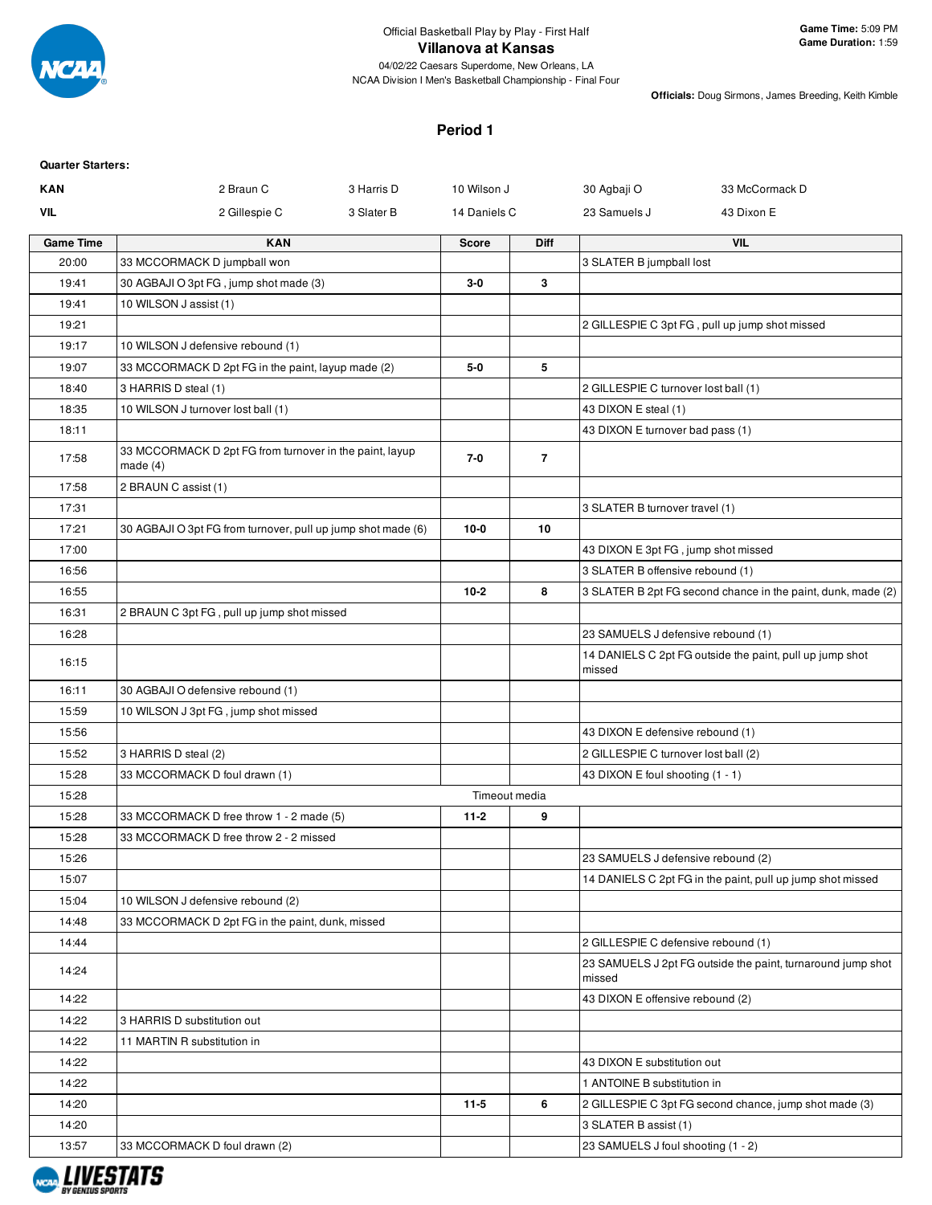Official Basketball Play by Play - First Half

# Villanova at Kansas

04/02/22 Caesars Superdome, New Orleans, LA
NCAA Division I Men's Basketball Championship - Final Four

**Game Time:** 5:09 PM
**Game Duration:** 1:59

**Officials:** Doug Sirmons, James Breeding, Keith Kimble

## Period 1

**Quarter Starters:**

| | | | | | |
|---|---|---|---|---|---|
| **KAN** | 2 Braun C | 3 Harris D | 10 Wilson J | 30 Agbaji O | 33 McCormack D |
| **VIL** | 2 Gillespie C | 3 Slater B | 14 Daniels C | 23 Samuels J | 43 Dixon E |

| Game Time | KAN | Score | Diff | VIL |
|---|---|---|---|---|
| 20:00 | 33 MCCORMACK D jumpball won | | | 3 SLATER B jumpball lost |
| 19:41 | 30 AGBAJI O 3pt FG , jump shot made (3) | 3-0 | 3 | |
| 19:41 | 10 WILSON J assist (1) | | | |
| 19:21 | | | | 2 GILLESPIE C 3pt FG , pull up jump shot missed |
| 19:17 | 10 WILSON J defensive rebound (1) | | | |
| 19:07 | 33 MCCORMACK D 2pt FG in the paint, layup made (2) | 5-0 | 5 | |
| 18:40 | 3 HARRIS D steal (1) | | | 2 GILLESPIE C turnover lost ball (1) |
| 18:35 | 10 WILSON J turnover lost ball (1) | | | 43 DIXON E steal (1) |
| 18:11 | | | | 43 DIXON E turnover bad pass (1) |
| 17:58 | 33 MCCORMACK D 2pt FG from turnover in the paint, layup made (4) | 7-0 | 7 | |
| 17:58 | 2 BRAUN C assist (1) | | | |
| 17:31 | | | | 3 SLATER B turnover travel (1) |
| 17:21 | 30 AGBAJI O 3pt FG from turnover, pull up jump shot made (6) | 10-0 | 10 | |
| 17:00 | | | | 43 DIXON E 3pt FG , jump shot missed |
| 16:56 | | | | 3 SLATER B offensive rebound (1) |
| 16:55 | | 10-2 | 8 | 3 SLATER B 2pt FG second chance in the paint, dunk, made (2) |
| 16:31 | 2 BRAUN C 3pt FG , pull up jump shot missed | | | |
| 16:28 | | | | 23 SAMUELS J defensive rebound (1) |
| 16:15 | | | | 14 DANIELS C 2pt FG outside the paint, pull up jump shot missed |
| 16:11 | 30 AGBAJI O defensive rebound (1) | | | |
| 15:59 | 10 WILSON J 3pt FG , jump shot missed | | | |
| 15:56 | | | | 43 DIXON E defensive rebound (1) |
| 15:52 | 3 HARRIS D steal (2) | | | 2 GILLESPIE C turnover lost ball (2) |
| 15:28 | 33 MCCORMACK D foul drawn (1) | | | 43 DIXON E foul shooting (1 - 1) |
| 15:28 | Timeout media | | | |
| 15:28 | 33 MCCORMACK D free throw 1 - 2 made (5) | 11-2 | 9 | |
| 15:28 | 33 MCCORMACK D free throw 2 - 2 missed | | | |
| 15:26 | | | | 23 SAMUELS J defensive rebound (2) |
| 15:07 | | | | 14 DANIELS C 2pt FG in the paint, pull up jump shot missed |
| 15:04 | 10 WILSON J defensive rebound (2) | | | |
| 14:48 | 33 MCCORMACK D 2pt FG in the paint, dunk, missed | | | |
| 14:44 | | | | 2 GILLESPIE C defensive rebound (1) |
| 14:24 | | | | 23 SAMUELS J 2pt FG outside the paint, turnaround jump shot missed |
| 14:22 | | | | 43 DIXON E offensive rebound (2) |
| 14:22 | 3 HARRIS D substitution out | | | |
| 14:22 | 11 MARTIN R substitution in | | | |
| 14:22 | | | | 43 DIXON E substitution out |
| 14:22 | | | | 1 ANTOINE B substitution in |
| 14:20 | | 11-5 | 6 | 2 GILLESPIE C 3pt FG second chance, jump shot made (3) |
| 14:20 | | | | 3 SLATER B assist (1) |
| 13:57 | 33 MCCORMACK D foul drawn (2) | | | 23 SAMUELS J foul shooting (1 - 2) |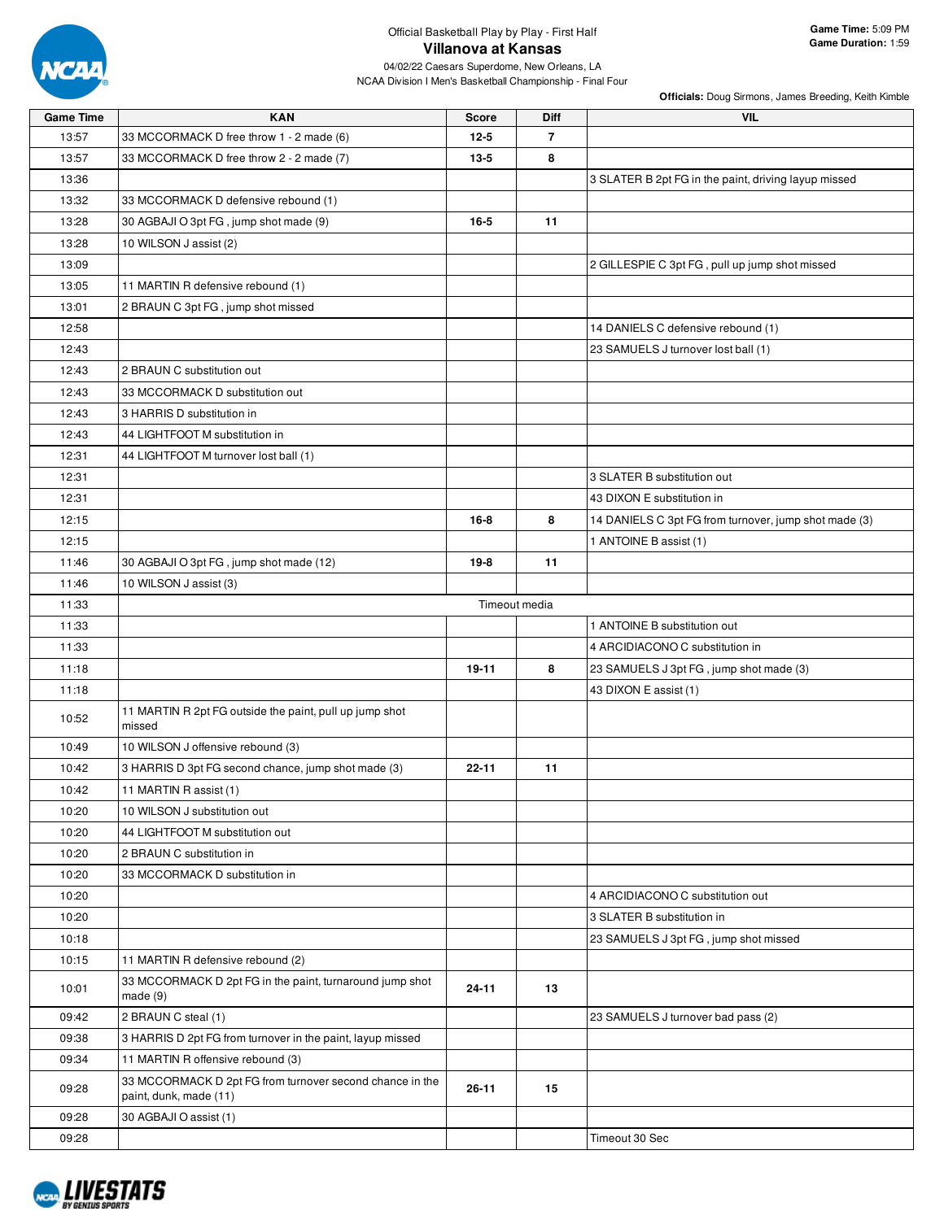Official Basketball Play by Play - First Half

# Villanova at Kansas

04/02/22 Caesars Superdome, New Orleans, LA

NCAA Division I Men's Basketball Championship - Final Four

**Game Time:** 5:09 PM
**Game Duration:** 1:59

**Officials:** Doug Sirmons, James Breeding, Keith Kimble

| Game Time | KAN | Score | Diff | VIL |
|---|---|---|---|---|
| 13:57 | 33 MCCORMACK D free throw 1 - 2 made (6) | 12-5 | 7 | |
| 13:57 | 33 MCCORMACK D free throw 2 - 2 made (7) | 13-5 | 8 | |
| 13:36 | | | | 3 SLATER B 2pt FG in the paint, driving layup missed |
| 13:32 | 33 MCCORMACK D defensive rebound (1) | | | |
| 13:28 | 30 AGBAJI O 3pt FG , jump shot made (9) | 16-5 | 11 | |
| 13:28 | 10 WILSON J assist (2) | | | |
| 13:09 | | | | 2 GILLESPIE C 3pt FG , pull up jump shot missed |
| 13:05 | 11 MARTIN R defensive rebound (1) | | | |
| 13:01 | 2 BRAUN C 3pt FG , jump shot missed | | | |
| 12:58 | | | | 14 DANIELS C defensive rebound (1) |
| 12:43 | | | | 23 SAMUELS J turnover lost ball (1) |
| 12:43 | 2 BRAUN C substitution out | | | |
| 12:43 | 33 MCCORMACK D substitution out | | | |
| 12:43 | 3 HARRIS D substitution in | | | |
| 12:43 | 44 LIGHTFOOT M substitution in | | | |
| 12:31 | 44 LIGHTFOOT M turnover lost ball (1) | | | |
| 12:31 | | | | 3 SLATER B substitution out |
| 12:31 | | | | 43 DIXON E substitution in |
| 12:15 | | 16-8 | 8 | 14 DANIELS C 3pt FG from turnover, jump shot made (3) |
| 12:15 | | | | 1 ANTOINE B assist (1) |
| 11:46 | 30 AGBAJI O 3pt FG , jump shot made (12) | 19-8 | 11 | |
| 11:46 | 10 WILSON J assist (3) | | | |
| 11:33 | Timeout media | | | |
| 11:33 | | | | 1 ANTOINE B substitution out |
| 11:33 | | | | 4 ARCIDIACONO C substitution in |
| 11:18 | | 19-11 | 8 | 23 SAMUELS J 3pt FG , jump shot made (3) |
| 11:18 | | | | 43 DIXON E assist (1) |
| 10:52 | 11 MARTIN R 2pt FG outside the paint, pull up jump shot missed | | | |
| 10:49 | 10 WILSON J offensive rebound (3) | | | |
| 10:42 | 3 HARRIS D 3pt FG second chance, jump shot made (3) | 22-11 | 11 | |
| 10:42 | 11 MARTIN R assist (1) | | | |
| 10:20 | 10 WILSON J substitution out | | | |
| 10:20 | 44 LIGHTFOOT M substitution out | | | |
| 10:20 | 2 BRAUN C substitution in | | | |
| 10:20 | 33 MCCORMACK D substitution in | | | |
| 10:20 | | | | 4 ARCIDIACONO C substitution out |
| 10:20 | | | | 3 SLATER B substitution in |
| 10:18 | | | | 23 SAMUELS J 3pt FG , jump shot missed |
| 10:15 | 11 MARTIN R defensive rebound (2) | | | |
| 10:01 | 33 MCCORMACK D 2pt FG in the paint, turnaround jump shot made (9) | 24-11 | 13 | |
| 09:42 | 2 BRAUN C steal (1) | | | 23 SAMUELS J turnover bad pass (2) |
| 09:38 | 3 HARRIS D 2pt FG from turnover in the paint, layup missed | | | |
| 09:34 | 11 MARTIN R offensive rebound (3) | | | |
| 09:28 | 33 MCCORMACK D 2pt FG from turnover second chance in the paint, dunk, made (11) | 26-11 | 15 | |
| 09:28 | 30 AGBAJI O assist (1) | | | |
| 09:28 | | | | Timeout 30 Sec |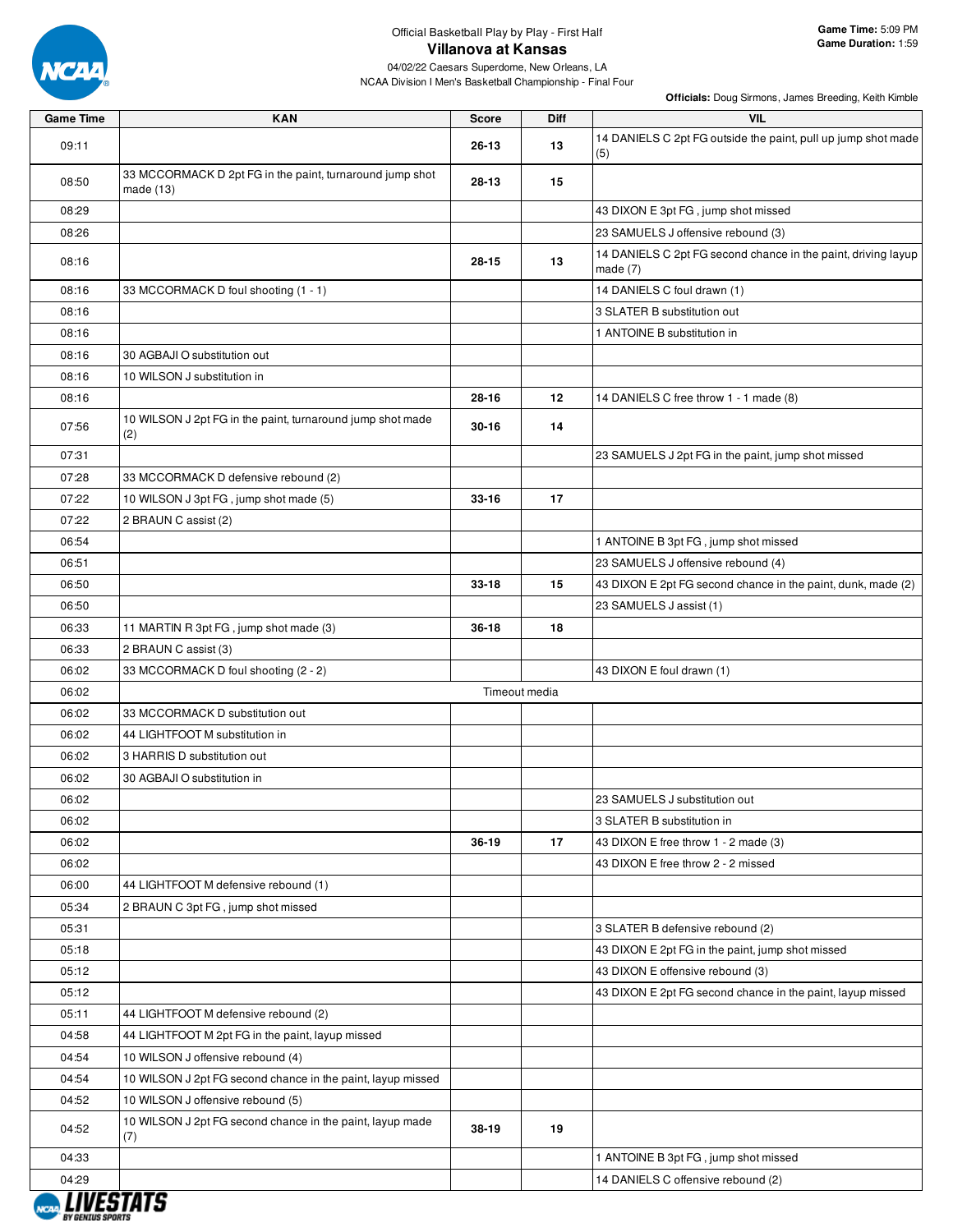Official Basketball Play by Play - First Half

# Villanova at Kansas

04/02/22 Caesars Superdome, New Orleans, LA
NCAA Division I Men's Basketball Championship - Final Four

**Game Time:** 5:09 PM
**Game Duration:** 1:59

**Officials:** Doug Sirmons, James Breeding, Keith Kimble

| Game Time | KAN | Score | Diff | VIL |
|---|---|---|---|---|
| 09:11 | | 26-13 | 13 | 14 DANIELS C 2pt FG outside the paint, pull up jump shot made (5) |
| 08:50 | 33 MCCORMACK D 2pt FG in the paint, turnaround jump shot made (13) | 28-13 | 15 | |
| 08:29 | | | | 43 DIXON E 3pt FG , jump shot missed |
| 08:26 | | | | 23 SAMUELS J offensive rebound (3) |
| 08:16 | | 28-15 | 13 | 14 DANIELS C 2pt FG second chance in the paint, driving layup made (7) |
| 08:16 | 33 MCCORMACK D foul shooting (1 - 1) | | | 14 DANIELS C foul drawn (1) |
| 08:16 | | | | 3 SLATER B substitution out |
| 08:16 | | | | 1 ANTOINE B substitution in |
| 08:16 | 30 AGBAJI O substitution out | | | |
| 08:16 | 10 WILSON J substitution in | | | |
| 08:16 | | 28-16 | 12 | 14 DANIELS C free throw 1 - 1 made (8) |
| 07:56 | 10 WILSON J 2pt FG in the paint, turnaround jump shot made (2) | 30-16 | 14 | |
| 07:31 | | | | 23 SAMUELS J 2pt FG in the paint, jump shot missed |
| 07:28 | 33 MCCORMACK D defensive rebound (2) | | | |
| 07:22 | 10 WILSON J 3pt FG , jump shot made (5) | 33-16 | 17 | |
| 07:22 | 2 BRAUN C assist (2) | | | |
| 06:54 | | | | 1 ANTOINE B 3pt FG , jump shot missed |
| 06:51 | | | | 23 SAMUELS J offensive rebound (4) |
| 06:50 | | 33-18 | 15 | 43 DIXON E 2pt FG second chance in the paint, dunk, made (2) |
| 06:50 | | | | 23 SAMUELS J assist (1) |
| 06:33 | 11 MARTIN R 3pt FG , jump shot made (3) | 36-18 | 18 | |
| 06:33 | 2 BRAUN C assist (3) | | | |
| 06:02 | 33 MCCORMACK D foul shooting (2 - 2) | | | 43 DIXON E foul drawn (1) |
| 06:02 | | Timeout media | | |
| 06:02 | 33 MCCORMACK D substitution out | | | |
| 06:02 | 44 LIGHTFOOT M substitution in | | | |
| 06:02 | 3 HARRIS D substitution out | | | |
| 06:02 | 30 AGBAJI O substitution in | | | |
| 06:02 | | | | 23 SAMUELS J substitution out |
| 06:02 | | | | 3 SLATER B substitution in |
| 06:02 | | 36-19 | 17 | 43 DIXON E free throw 1 - 2 made (3) |
| 06:02 | | | | 43 DIXON E free throw 2 - 2 missed |
| 06:00 | 44 LIGHTFOOT M defensive rebound (1) | | | |
| 05:34 | 2 BRAUN C 3pt FG , jump shot missed | | | |
| 05:31 | | | | 3 SLATER B defensive rebound (2) |
| 05:18 | | | | 43 DIXON E 2pt FG in the paint, jump shot missed |
| 05:12 | | | | 43 DIXON E offensive rebound (3) |
| 05:12 | | | | 43 DIXON E 2pt FG second chance in the paint, layup missed |
| 05:11 | 44 LIGHTFOOT M defensive rebound (2) | | | |
| 04:58 | 44 LIGHTFOOT M 2pt FG in the paint, layup missed | | | |
| 04:54 | 10 WILSON J offensive rebound (4) | | | |
| 04:54 | 10 WILSON J 2pt FG second chance in the paint, layup missed | | | |
| 04:52 | 10 WILSON J offensive rebound (5) | | | |
| 04:52 | 10 WILSON J 2pt FG second chance in the paint, layup made (7) | 38-19 | 19 | |
| 04:33 | | | | 1 ANTOINE B 3pt FG , jump shot missed |
| 04:29 | | | | 14 DANIELS C offensive rebound (2) |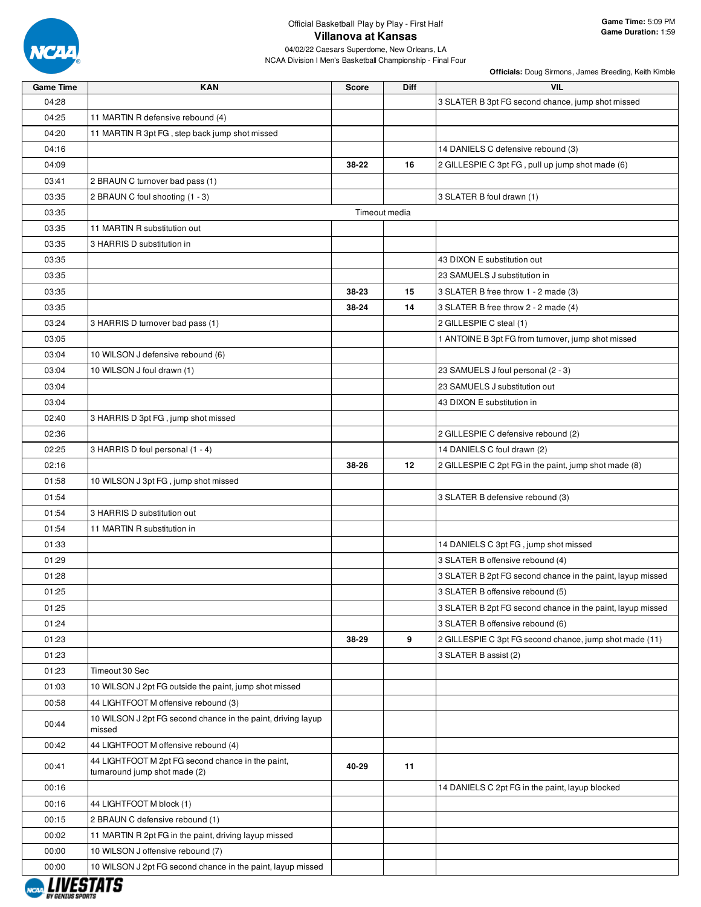Official Basketball Play by Play - First Half

# Villanova at Kansas

04/02/22 Caesars Superdome, New Orleans, LA
NCAA Division I Men's Basketball Championship - Final Four

**Game Time:** 5:09 PM
**Game Duration:** 1:59

**Officials:** Doug Sirmons, James Breeding, Keith Kimble

| Game Time | KAN | Score | Diff | VIL |
|---|---|---|---|---|
| 04:28 | | | | 3 SLATER B 3pt FG second chance, jump shot missed |
| 04:25 | 11 MARTIN R defensive rebound (4) | | | |
| 04:20 | 11 MARTIN R 3pt FG , step back jump shot missed | | | |
| 04:16 | | | | 14 DANIELS C defensive rebound (3) |
| 04:09 | | 38-22 | 16 | 2 GILLESPIE C 3pt FG , pull up jump shot made (6) |
| 03:41 | 2 BRAUN C turnover bad pass (1) | | | |
| 03:35 | 2 BRAUN C foul shooting (1 - 3) | | | 3 SLATER B foul drawn (1) |
| 03:35 | Timeout media | | | |
| 03:35 | 11 MARTIN R substitution out | | | |
| 03:35 | 3 HARRIS D substitution in | | | |
| 03:35 | | | | 43 DIXON E substitution out |
| 03:35 | | | | 23 SAMUELS J substitution in |
| 03:35 | | 38-23 | 15 | 3 SLATER B free throw 1 - 2 made (3) |
| 03:35 | | 38-24 | 14 | 3 SLATER B free throw 2 - 2 made (4) |
| 03:24 | 3 HARRIS D turnover bad pass (1) | | | 2 GILLESPIE C steal (1) |
| 03:05 | | | | 1 ANTOINE B 3pt FG from turnover, jump shot missed |
| 03:04 | 10 WILSON J defensive rebound (6) | | | |
| 03:04 | 10 WILSON J foul drawn (1) | | | 23 SAMUELS J foul personal (2 - 3) |
| 03:04 | | | | 23 SAMUELS J substitution out |
| 03:04 | | | | 43 DIXON E substitution in |
| 02:40 | 3 HARRIS D 3pt FG , jump shot missed | | | |
| 02:36 | | | | 2 GILLESPIE C defensive rebound (2) |
| 02:25 | 3 HARRIS D foul personal (1 - 4) | | | 14 DANIELS C foul drawn (2) |
| 02:16 | | 38-26 | 12 | 2 GILLESPIE C 2pt FG in the paint, jump shot made (8) |
| 01:58 | 10 WILSON J 3pt FG , jump shot missed | | | |
| 01:54 | | | | 3 SLATER B defensive rebound (3) |
| 01:54 | 3 HARRIS D substitution out | | | |
| 01:54 | 11 MARTIN R substitution in | | | |
| 01:33 | | | | 14 DANIELS C 3pt FG , jump shot missed |
| 01:29 | | | | 3 SLATER B offensive rebound (4) |
| 01:28 | | | | 3 SLATER B 2pt FG second chance in the paint, layup missed |
| 01:25 | | | | 3 SLATER B offensive rebound (5) |
| 01:25 | | | | 3 SLATER B 2pt FG second chance in the paint, layup missed |
| 01:24 | | | | 3 SLATER B offensive rebound (6) |
| 01:23 | | 38-29 | 9 | 2 GILLESPIE C 3pt FG second chance, jump shot made (11) |
| 01:23 | | | | 3 SLATER B assist (2) |
| 01:23 | Timeout 30 Sec | | | |
| 01:03 | 10 WILSON J 2pt FG outside the paint, jump shot missed | | | |
| 00:58 | 44 LIGHTFOOT M offensive rebound (3) | | | |
| 00:44 | 10 WILSON J 2pt FG second chance in the paint, driving layup missed | | | |
| 00:42 | 44 LIGHTFOOT M offensive rebound (4) | | | |
| 00:41 | 44 LIGHTFOOT M 2pt FG second chance in the paint, turnaround jump shot made (2) | 40-29 | 11 | |
| 00:16 | | | | 14 DANIELS C 2pt FG in the paint, layup blocked |
| 00:16 | 44 LIGHTFOOT M block (1) | | | |
| 00:15 | 2 BRAUN C defensive rebound (1) | | | |
| 00:02 | 11 MARTIN R 2pt FG in the paint, driving layup missed | | | |
| 00:00 | 10 WILSON J offensive rebound (7) | | | |
| 00:00 | 10 WILSON J 2pt FG second chance in the paint, layup missed | | | |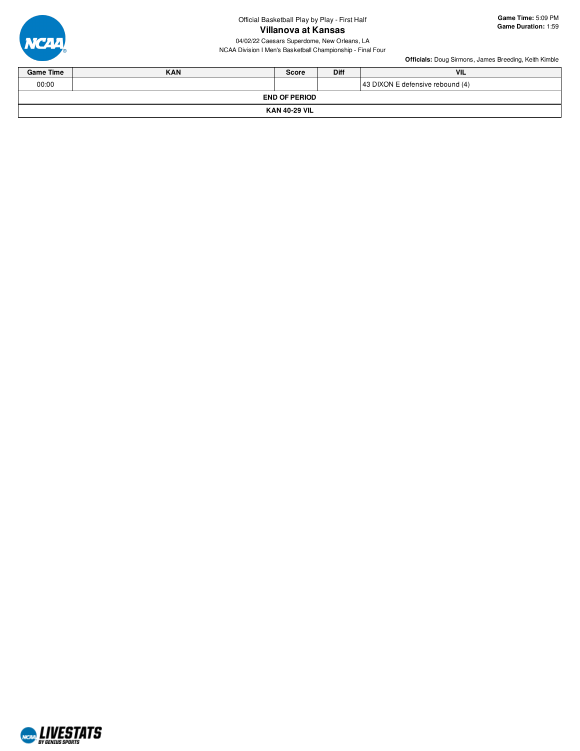Official Basketball Play by Play - First Half

# Villanova at Kansas

04/02/22 Caesars Superdome, New Orleans, LA

NCAA Division I Men's Basketball Championship - Final Four

**Game Time:** 5:09 PM
**Game Duration:** 1:59

**Officials:** Doug Sirmons, James Breeding, Keith Kimble

| Game Time | KAN | Score | Diff | VIL |
|---|---|---|---|---|
| 00:00 | | | | 43 DIXON E defensive rebound (4) |
| **END OF PERIOD** | | | | |
| **KAN 40-29 VIL** | | | | |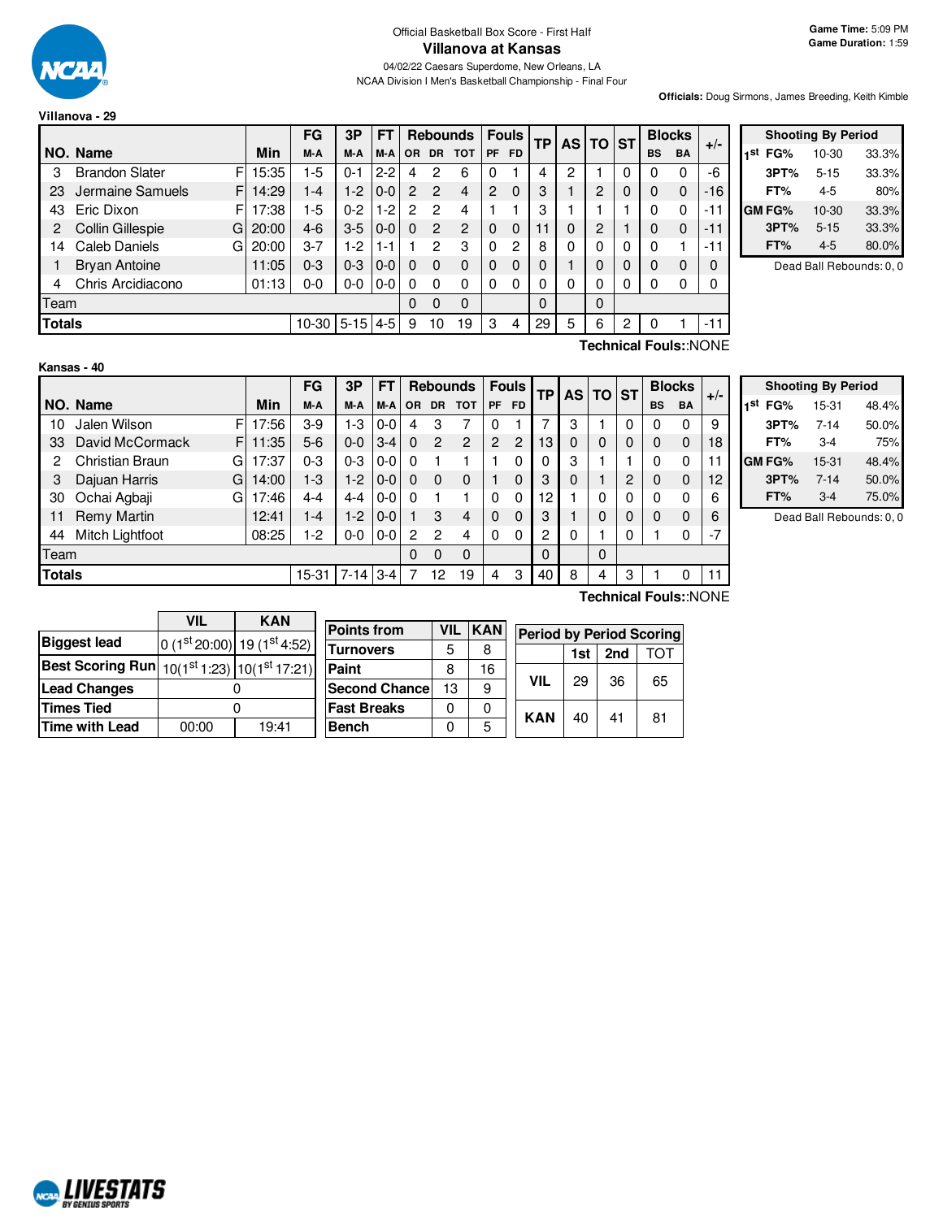# Official Basketball Box Score - First Half

## Villanova at Kansas

04/02/22 Caesars Superdome, New Orleans, LA
NCAA Division I Men's Basketball Championship - Final Four

**Game Time:** 5:09 PM
**Game Duration:** 1:59

**Officials:** Doug Sirmons, James Breeding, Keith Kimble

### Villanova - 29

| NO. | Name | | Min | FG M-A | 3P M-A | FT M-A | OR | DR | TOT | PF | FD | TP | AS | TO | ST | BS | BA | +/- |
|---|---|---|---|---|---|---|---|---|---|---|---|---|---|---|---|---|---|---|
| 3 | Brandon Slater | F | 15:35 | 1-5 | 0-1 | 2-2 | 4 | 2 | 6 | 0 | 1 | 4 | 2 | 1 | 0 | 0 | 0 | -6 |
| 23 | Jermaine Samuels | F | 14:29 | 1-4 | 1-2 | 0-0 | 2 | 2 | 4 | 2 | 0 | 3 | 1 | 2 | 0 | 0 | 0 | -16 |
| 43 | Eric Dixon | F | 17:38 | 1-5 | 0-2 | 1-2 | 2 | 2 | 4 | 1 | 1 | 3 | 1 | 1 | 1 | 0 | 0 | -11 |
| 2 | Collin Gillespie | G | 20:00 | 4-6 | 3-5 | 0-0 | 0 | 2 | 2 | 0 | 0 | 11 | 0 | 2 | 1 | 0 | 0 | -11 |
| 14 | Caleb Daniels | G | 20:00 | 3-7 | 1-2 | 1-1 | 1 | 2 | 3 | 0 | 2 | 8 | 0 | 0 | 0 | 0 | 1 | -11 |
| 1 | Bryan Antoine | | 11:05 | 0-3 | 0-3 | 0-0 | 0 | 0 | 0 | 0 | 0 | 0 | 1 | 0 | 0 | 0 | 0 | 0 |
| 4 | Chris Arcidiacono | | 01:13 | 0-0 | 0-0 | 0-0 | 0 | 0 | 0 | 0 | 0 | 0 | 0 | 0 | 0 | 0 | 0 | 0 |
| | Team | | | | | | 0 | 0 | 0 | | | 0 | | 0 | | | | |
| | Totals | | | 10-30 | 5-15 | 4-5 | 9 | 10 | 19 | 3 | 4 | 29 | 5 | 6 | 2 | 0 | 1 | -11 |

**Technical Fouls::**NONE

| Shooting By Period | | |
|---|---|---|
| 1st FG% | 10-30 | 33.3% |
| 3PT% | 5-15 | 33.3% |
| FT% | 4-5 | 80% |
| GM FG% | 10-30 | 33.3% |
| 3PT% | 5-15 | 33.3% |
| FT% | 4-5 | 80.0% |

Dead Ball Rebounds: 0, 0

### Kansas - 40

| NO. | Name | | Min | FG M-A | 3P M-A | FT M-A | OR | DR | TOT | PF | FD | TP | AS | TO | ST | BS | BA | +/- |
|---|---|---|---|---|---|---|---|---|---|---|---|---|---|---|---|---|---|---|
| 10 | Jalen Wilson | F | 17:56 | 3-9 | 1-3 | 0-0 | 4 | 3 | 7 | 0 | 1 | 7 | 3 | 1 | 0 | 0 | 0 | 9 |
| 33 | David McCormack | F | 11:35 | 5-6 | 0-0 | 3-4 | 0 | 2 | 2 | 2 | 2 | 13 | 0 | 0 | 0 | 0 | 0 | 18 |
| 2 | Christian Braun | G | 17:37 | 0-3 | 0-3 | 0-0 | 0 | 1 | 1 | 1 | 0 | 0 | 3 | 1 | 1 | 0 | 0 | 11 |
| 3 | Dajuan Harris | G | 14:00 | 1-3 | 1-2 | 0-0 | 0 | 0 | 0 | 1 | 0 | 3 | 0 | 1 | 2 | 0 | 0 | 12 |
| 30 | Ochai Agbaji | G | 17:46 | 4-4 | 4-4 | 0-0 | 0 | 1 | 1 | 0 | 0 | 12 | 1 | 0 | 0 | 0 | 0 | 6 |
| 11 | Remy Martin | | 12:41 | 1-4 | 1-2 | 0-0 | 1 | 3 | 4 | 0 | 0 | 3 | 1 | 0 | 0 | 0 | 0 | 6 |
| 44 | Mitch Lightfoot | | 08:25 | 1-2 | 0-0 | 0-0 | 2 | 2 | 4 | 0 | 0 | 2 | 0 | 1 | 0 | 1 | 0 | -7 |
| | Team | | | | | | 0 | 0 | 0 | | | 0 | | 0 | | | | |
| | Totals | | | 15-31 | 7-14 | 3-4 | 7 | 12 | 19 | 4 | 3 | 40 | 8 | 4 | 3 | 1 | 0 | 11 |

**Technical Fouls::**NONE

| Shooting By Period | | |
|---|---|---|
| 1st FG% | 15-31 | 48.4% |
| 3PT% | 7-14 | 50.0% |
| FT% | 3-4 | 75% |
| GM FG% | 15-31 | 48.4% |
| 3PT% | 7-14 | 50.0% |
| FT% | 3-4 | 75.0% |

Dead Ball Rebounds: 0, 0

| | VIL | KAN |
|---|---|---|
| Biggest lead | 0 (1st 20:00) | 19 (1st 4:52) |
| Best Scoring Run | 10(1st 1:23) | 10(1st 17:21) |
| Lead Changes | 0 | |
| Times Tied | 0 | |
| Time with Lead | 00:00 | 19:41 |

| Points from | VIL | KAN |
|---|---|---|
| Turnovers | 5 | 8 |
| Paint | 8 | 16 |
| Second Chance | 13 | 9 |
| Fast Breaks | 0 | 0 |
| Bench | 0 | 5 |

| Period by Period Scoring | 1st | 2nd | TOT |
|---|---|---|---|
| VIL | 29 | 36 | 65 |
| KAN | 40 | 41 | 81 |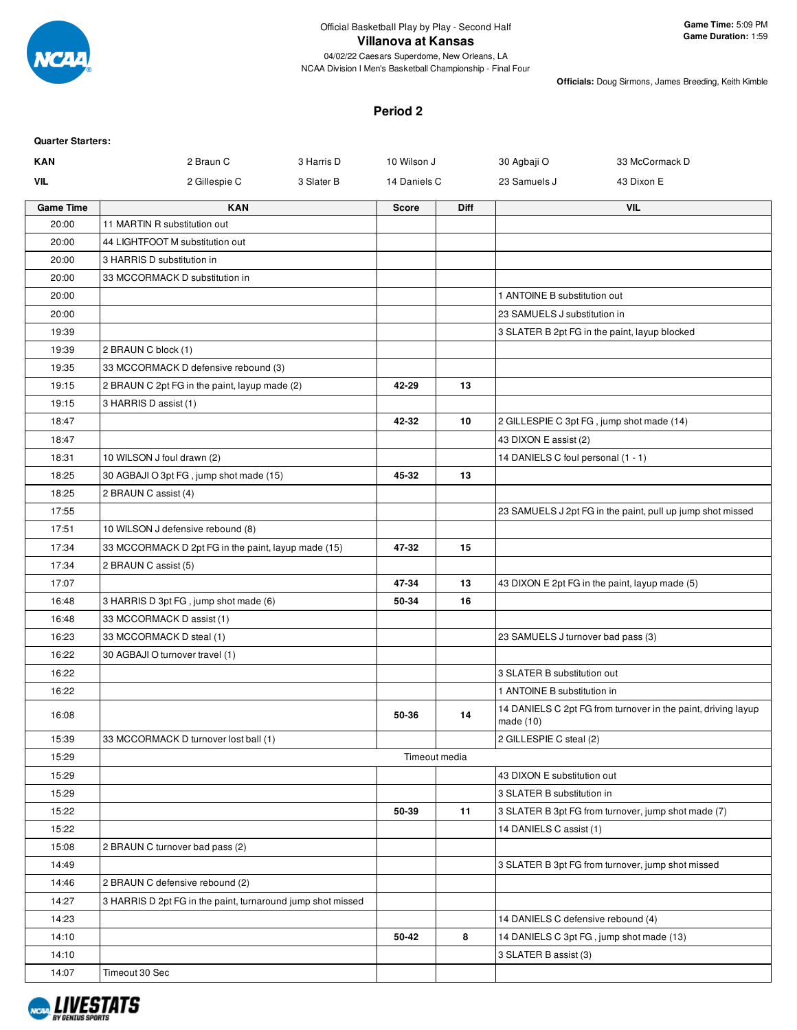Official Basketball Play by Play - Second Half

# Villanova at Kansas

04/02/22 Caesars Superdome, New Orleans, LA
NCAA Division I Men's Basketball Championship - Final Four

**Game Time:** 5:09 PM
**Game Duration:** 1:59

**Officials:** Doug Sirmons, James Breeding, Keith Kimble

## Period 2

**Quarter Starters:**

| | | | | | |
|---|---|---|---|---|---|
| **KAN** | 2 Braun C | 3 Harris D | 10 Wilson J | 30 Agbaji O | 33 McCormack D |
| **VIL** | 2 Gillespie C | 3 Slater B | 14 Daniels C | 23 Samuels J | 43 Dixon E |

| Game Time | KAN | Score | Diff | VIL |
|---|---|---|---|---|
| 20:00 | 11 MARTIN R substitution out | | | |
| 20:00 | 44 LIGHTFOOT M substitution out | | | |
| 20:00 | 3 HARRIS D substitution in | | | |
| 20:00 | 33 MCCORMACK D substitution in | | | |
| 20:00 | | | | 1 ANTOINE B substitution out |
| 20:00 | | | | 23 SAMUELS J substitution in |
| 19:39 | | | | 3 SLATER B 2pt FG in the paint, layup blocked |
| 19:39 | 2 BRAUN C block (1) | | | |
| 19:35 | 33 MCCORMACK D defensive rebound (3) | | | |
| 19:15 | 2 BRAUN C 2pt FG in the paint, layup made (2) | 42-29 | 13 | |
| 19:15 | 3 HARRIS D assist (1) | | | |
| 18:47 | | 42-32 | 10 | 2 GILLESPIE C 3pt FG , jump shot made (14) |
| 18:47 | | | | 43 DIXON E assist (2) |
| 18:31 | 10 WILSON J foul drawn (2) | | | 14 DANIELS C foul personal (1 - 1) |
| 18:25 | 30 AGBAJI O 3pt FG , jump shot made (15) | 45-32 | 13 | |
| 18:25 | 2 BRAUN C assist (4) | | | |
| 17:55 | | | | 23 SAMUELS J 2pt FG in the paint, pull up jump shot missed |
| 17:51 | 10 WILSON J defensive rebound (8) | | | |
| 17:34 | 33 MCCORMACK D 2pt FG in the paint, layup made (15) | 47-32 | 15 | |
| 17:34 | 2 BRAUN C assist (5) | | | |
| 17:07 | | 47-34 | 13 | 43 DIXON E 2pt FG in the paint, layup made (5) |
| 16:48 | 3 HARRIS D 3pt FG , jump shot made (6) | 50-34 | 16 | |
| 16:48 | 33 MCCORMACK D assist (1) | | | |
| 16:23 | 33 MCCORMACK D steal (1) | | | 23 SAMUELS J turnover bad pass (3) |
| 16:22 | 30 AGBAJI O turnover travel (1) | | | |
| 16:22 | | | | 3 SLATER B substitution out |
| 16:22 | | | | 1 ANTOINE B substitution in |
| 16:08 | | 50-36 | 14 | 14 DANIELS C 2pt FG from turnover in the paint, driving layup made (10) |
| 15:39 | 33 MCCORMACK D turnover lost ball (1) | | | 2 GILLESPIE C steal (2) |
| 15:29 | | Timeout media | | |
| 15:29 | | | | 43 DIXON E substitution out |
| 15:29 | | | | 3 SLATER B substitution in |
| 15:22 | | 50-39 | 11 | 3 SLATER B 3pt FG from turnover, jump shot made (7) |
| 15:22 | | | | 14 DANIELS C assist (1) |
| 15:08 | 2 BRAUN C turnover bad pass (2) | | | |
| 14:49 | | | | 3 SLATER B 3pt FG from turnover, jump shot missed |
| 14:46 | 2 BRAUN C defensive rebound (2) | | | |
| 14:27 | 3 HARRIS D 2pt FG in the paint, turnaround jump shot missed | | | |
| 14:23 | | | | 14 DANIELS C defensive rebound (4) |
| 14:10 | | 50-42 | 8 | 14 DANIELS C 3pt FG , jump shot made (13) |
| 14:10 | | | | 3 SLATER B assist (3) |
| 14:07 | Timeout 30 Sec | | | |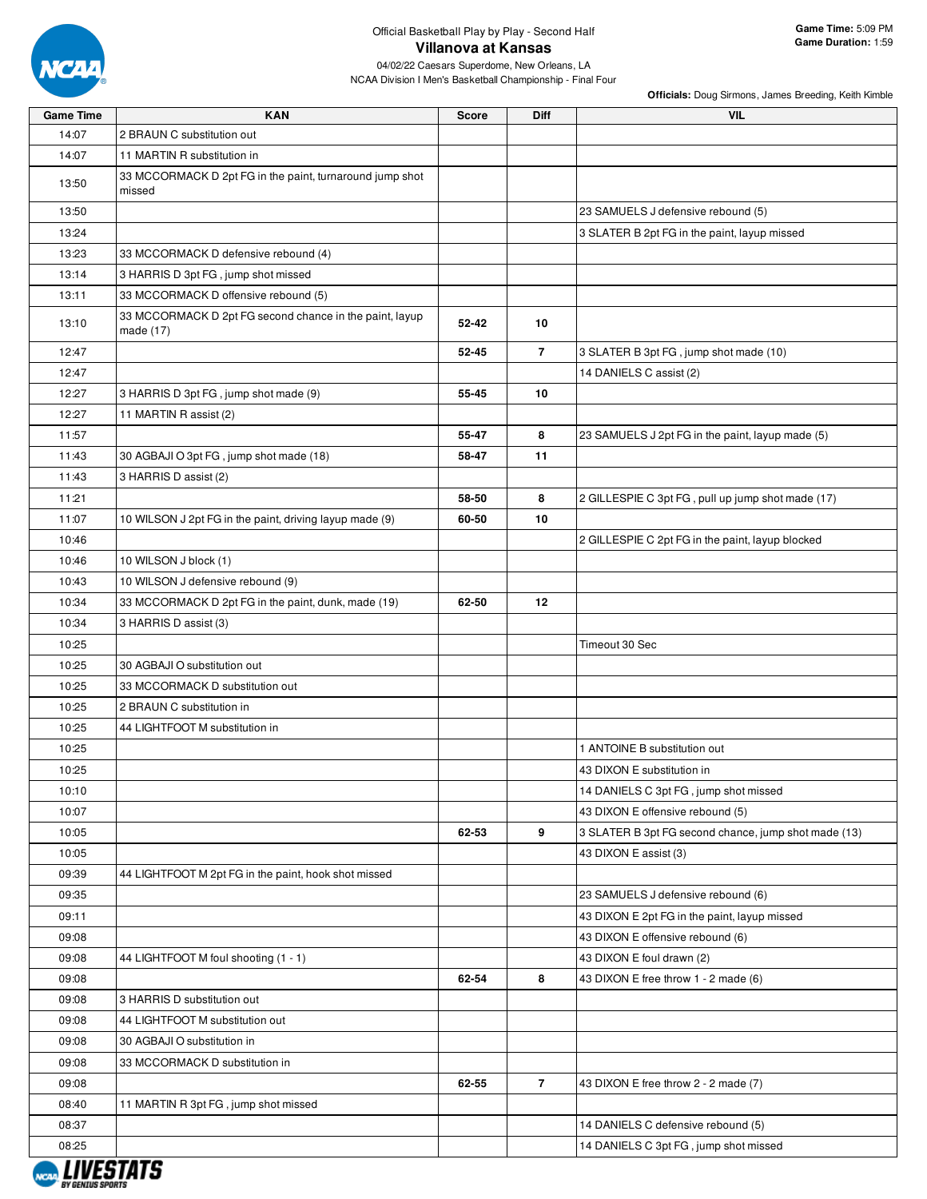Official Basketball Play by Play - Second Half

# Villanova at Kansas

04/02/22 Caesars Superdome, New Orleans, LA
NCAA Division I Men's Basketball Championship - Final Four

**Game Time:** 5:09 PM
**Game Duration:** 1:59

**Officials:** Doug Sirmons, James Breeding, Keith Kimble

| Game Time | KAN | Score | Diff | VIL |
|---|---|---|---|---|
| 14:07 | 2 BRAUN C substitution out | | | |
| 14:07 | 11 MARTIN R substitution in | | | |
| 13:50 | 33 MCCORMACK D 2pt FG in the paint, turnaround jump shot missed | | | |
| 13:50 | | | | 23 SAMUELS J defensive rebound (5) |
| 13:24 | | | | 3 SLATER B 2pt FG in the paint, layup missed |
| 13:23 | 33 MCCORMACK D defensive rebound (4) | | | |
| 13:14 | 3 HARRIS D 3pt FG , jump shot missed | | | |
| 13:11 | 33 MCCORMACK D offensive rebound (5) | | | |
| 13:10 | 33 MCCORMACK D 2pt FG second chance in the paint, layup made (17) | 52-42 | 10 | |
| 12:47 | | 52-45 | 7 | 3 SLATER B 3pt FG , jump shot made (10) |
| 12:47 | | | | 14 DANIELS C assist (2) |
| 12:27 | 3 HARRIS D 3pt FG , jump shot made (9) | 55-45 | 10 | |
| 12:27 | 11 MARTIN R assist (2) | | | |
| 11:57 | | 55-47 | 8 | 23 SAMUELS J 2pt FG in the paint, layup made (5) |
| 11:43 | 30 AGBAJI O 3pt FG , jump shot made (18) | 58-47 | 11 | |
| 11:43 | 3 HARRIS D assist (2) | | | |
| 11:21 | | 58-50 | 8 | 2 GILLESPIE C 3pt FG , pull up jump shot made (17) |
| 11:07 | 10 WILSON J 2pt FG in the paint, driving layup made (9) | 60-50 | 10 | |
| 10:46 | | | | 2 GILLESPIE C 2pt FG in the paint, layup blocked |
| 10:46 | 10 WILSON J block (1) | | | |
| 10:43 | 10 WILSON J defensive rebound (9) | | | |
| 10:34 | 33 MCCORMACK D 2pt FG in the paint, dunk, made (19) | 62-50 | 12 | |
| 10:34 | 3 HARRIS D assist (3) | | | |
| 10:25 | | | | Timeout 30 Sec |
| 10:25 | 30 AGBAJI O substitution out | | | |
| 10:25 | 33 MCCORMACK D substitution out | | | |
| 10:25 | 2 BRAUN C substitution in | | | |
| 10:25 | 44 LIGHTFOOT M substitution in | | | |
| 10:25 | | | | 1 ANTOINE B substitution out |
| 10:25 | | | | 43 DIXON E substitution in |
| 10:10 | | | | 14 DANIELS C 3pt FG , jump shot missed |
| 10:07 | | | | 43 DIXON E offensive rebound (5) |
| 10:05 | | 62-53 | 9 | 3 SLATER B 3pt FG second chance, jump shot made (13) |
| 10:05 | | | | 43 DIXON E assist (3) |
| 09:39 | 44 LIGHTFOOT M 2pt FG in the paint, hook shot missed | | | |
| 09:35 | | | | 23 SAMUELS J defensive rebound (6) |
| 09:11 | | | | 43 DIXON E 2pt FG in the paint, layup missed |
| 09:08 | | | | 43 DIXON E offensive rebound (6) |
| 09:08 | 44 LIGHTFOOT M foul shooting (1 - 1) | | | 43 DIXON E foul drawn (2) |
| 09:08 | | 62-54 | 8 | 43 DIXON E free throw 1 - 2 made (6) |
| 09:08 | 3 HARRIS D substitution out | | | |
| 09:08 | 44 LIGHTFOOT M substitution out | | | |
| 09:08 | 30 AGBAJI O substitution in | | | |
| 09:08 | 33 MCCORMACK D substitution in | | | |
| 09:08 | | 62-55 | 7 | 43 DIXON E free throw 2 - 2 made (7) |
| 08:40 | 11 MARTIN R 3pt FG , jump shot missed | | | |
| 08:37 | | | | 14 DANIELS C defensive rebound (5) |
| 08:25 | | | | 14 DANIELS C 3pt FG , jump shot missed |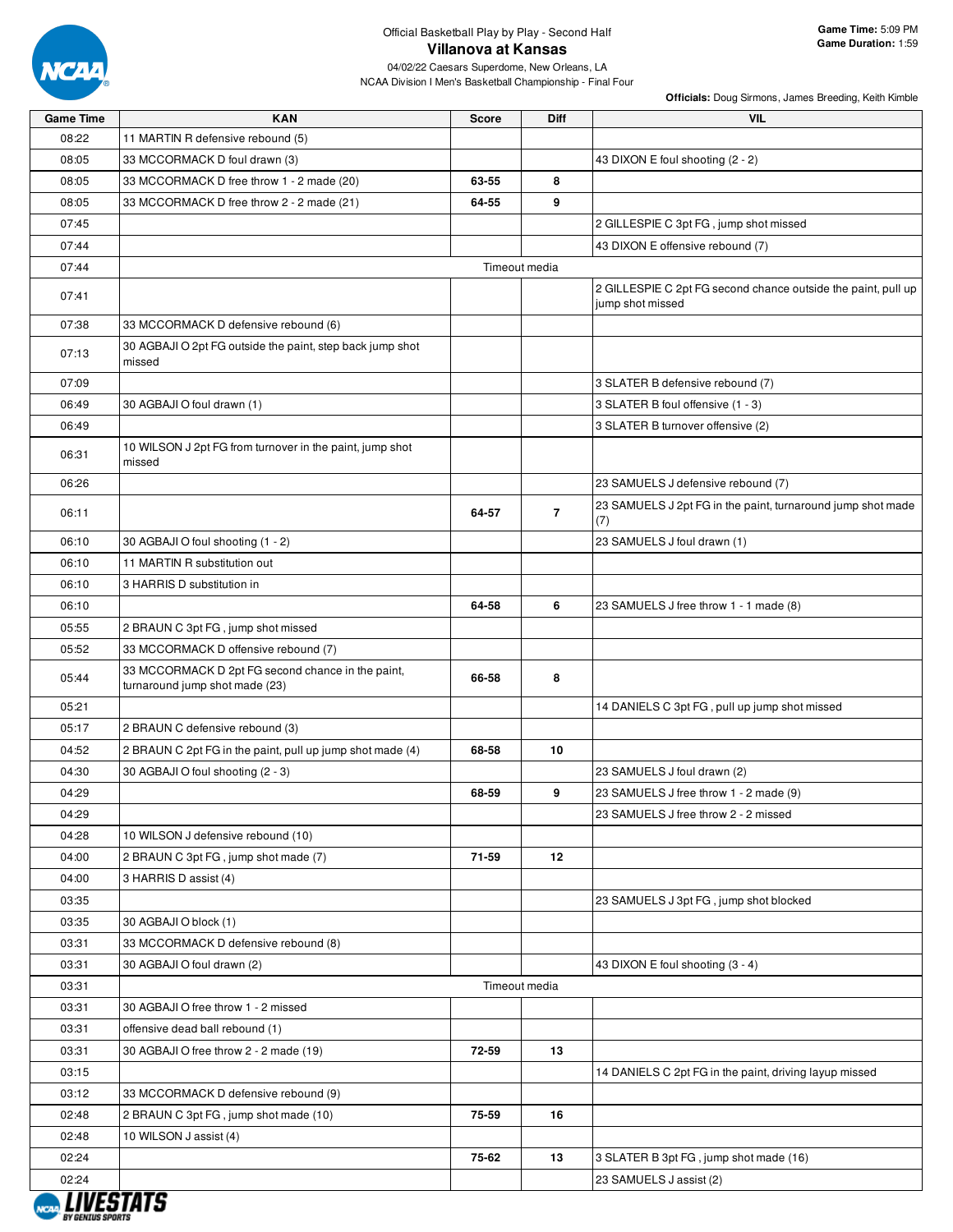Official Basketball Play by Play - Second Half

# Villanova at Kansas

04/02/22 Caesars Superdome, New Orleans, LA
NCAA Division I Men's Basketball Championship - Final Four

**Game Time:** 5:09 PM
**Game Duration:** 1:59

**Officials:** Doug Sirmons, James Breeding, Keith Kimble

| Game Time | KAN | Score | Diff | VIL |
|---|---|---|---|---|
| 08:22 | 11 MARTIN R defensive rebound (5) | | | |
| 08:05 | 33 MCCORMACK D foul drawn (3) | | | 43 DIXON E foul shooting (2 - 2) |
| 08:05 | 33 MCCORMACK D free throw 1 - 2 made (20) | 63-55 | 8 | |
| 08:05 | 33 MCCORMACK D free throw 2 - 2 made (21) | 64-55 | 9 | |
| 07:45 | | | | 2 GILLESPIE C 3pt FG , jump shot missed |
| 07:44 | | | | 43 DIXON E offensive rebound (7) |
| 07:44 | Timeout media | | | |
| 07:41 | | | | 2 GILLESPIE C 2pt FG second chance outside the paint, pull up jump shot missed |
| 07:38 | 33 MCCORMACK D defensive rebound (6) | | | |
| 07:13 | 30 AGBAJI O 2pt FG outside the paint, step back jump shot missed | | | |
| 07:09 | | | | 3 SLATER B defensive rebound (7) |
| 06:49 | 30 AGBAJI O foul drawn (1) | | | 3 SLATER B foul offensive (1 - 3) |
| 06:49 | | | | 3 SLATER B turnover offensive (2) |
| 06:31 | 10 WILSON J 2pt FG from turnover in the paint, jump shot missed | | | |
| 06:26 | | | | 23 SAMUELS J defensive rebound (7) |
| 06:11 | | 64-57 | 7 | 23 SAMUELS J 2pt FG in the paint, turnaround jump shot made (7) |
| 06:10 | 30 AGBAJI O foul shooting (1 - 2) | | | 23 SAMUELS J foul drawn (1) |
| 06:10 | 11 MARTIN R substitution out | | | |
| 06:10 | 3 HARRIS D substitution in | | | |
| 06:10 | | 64-58 | 6 | 23 SAMUELS J free throw 1 - 1 made (8) |
| 05:55 | 2 BRAUN C 3pt FG , jump shot missed | | | |
| 05:52 | 33 MCCORMACK D offensive rebound (7) | | | |
| 05:44 | 33 MCCORMACK D 2pt FG second chance in the paint, turnaround jump shot made (23) | 66-58 | 8 | |
| 05:21 | | | | 14 DANIELS C 3pt FG , pull up jump shot missed |
| 05:17 | 2 BRAUN C defensive rebound (3) | | | |
| 04:52 | 2 BRAUN C 2pt FG in the paint, pull up jump shot made (4) | 68-58 | 10 | |
| 04:30 | 30 AGBAJI O foul shooting (2 - 3) | | | 23 SAMUELS J foul drawn (2) |
| 04:29 | | 68-59 | 9 | 23 SAMUELS J free throw 1 - 2 made (9) |
| 04:29 | | | | 23 SAMUELS J free throw 2 - 2 missed |
| 04:28 | 10 WILSON J defensive rebound (10) | | | |
| 04:00 | 2 BRAUN C 3pt FG , jump shot made (7) | 71-59 | 12 | |
| 04:00 | 3 HARRIS D assist (4) | | | |
| 03:35 | | | | 23 SAMUELS J 3pt FG , jump shot blocked |
| 03:35 | 30 AGBAJI O block (1) | | | |
| 03:31 | 33 MCCORMACK D defensive rebound (8) | | | |
| 03:31 | 30 AGBAJI O foul drawn (2) | | | 43 DIXON E foul shooting (3 - 4) |
| 03:31 | Timeout media | | | |
| 03:31 | 30 AGBAJI O free throw 1 - 2 missed | | | |
| 03:31 | offensive dead ball rebound (1) | | | |
| 03:31 | 30 AGBAJI O free throw 2 - 2 made (19) | 72-59 | 13 | |
| 03:15 | | | | 14 DANIELS C 2pt FG in the paint, driving layup missed |
| 03:12 | 33 MCCORMACK D defensive rebound (9) | | | |
| 02:48 | 2 BRAUN C 3pt FG , jump shot made (10) | 75-59 | 16 | |
| 02:48 | 10 WILSON J assist (4) | | | |
| 02:24 | | 75-62 | 13 | 3 SLATER B 3pt FG , jump shot made (16) |
| 02:24 | | | | 23 SAMUELS J assist (2) |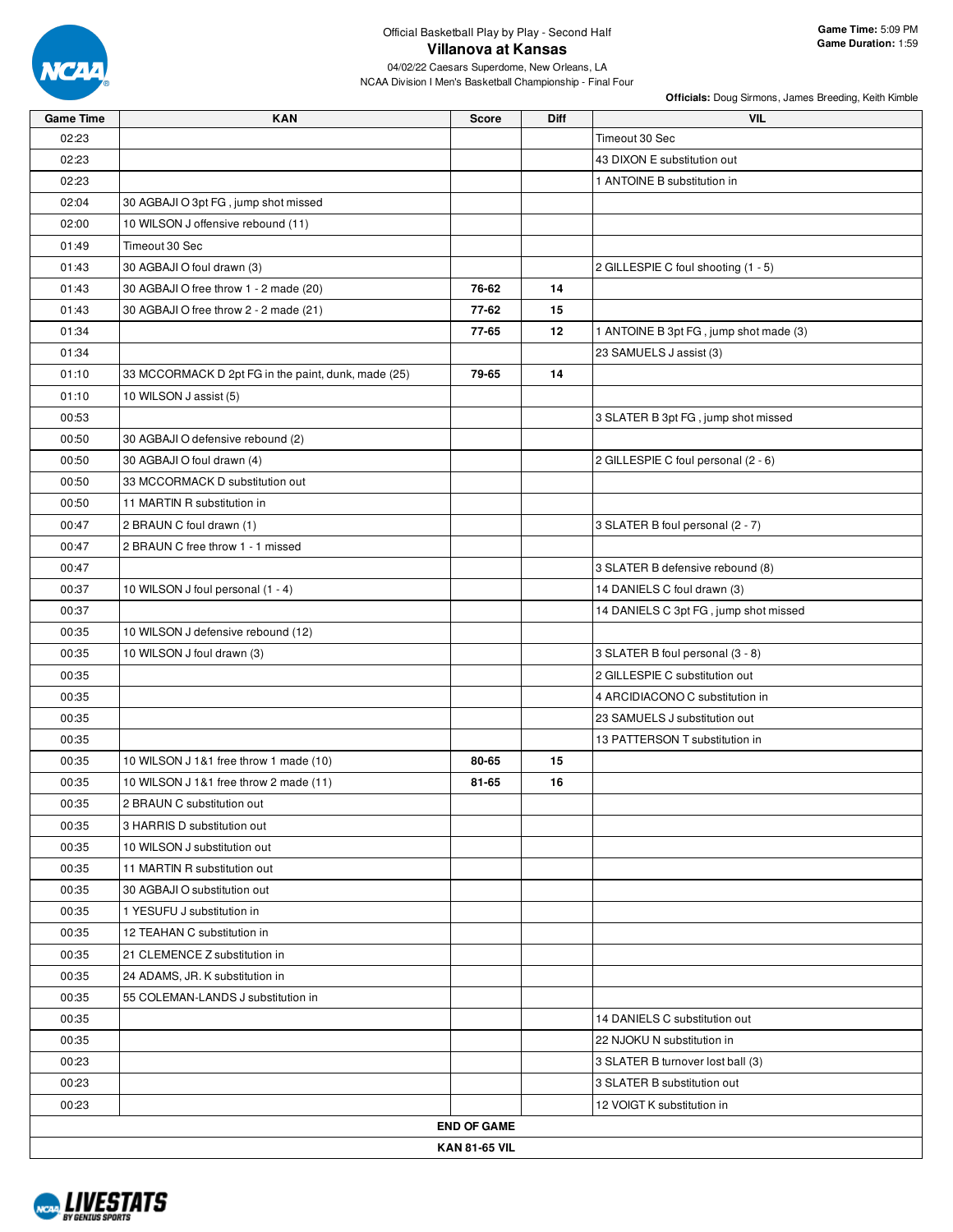Official Basketball Play by Play - Second Half

# Villanova at Kansas

04/02/22 Caesars Superdome, New Orleans, LA
NCAA Division I Men's Basketball Championship - Final Four

**Game Time:** 5:09 PM
**Game Duration:** 1:59

**Officials:** Doug Sirmons, James Breeding, Keith Kimble

| Game Time | KAN | Score | Diff | VIL |
|---|---|---|---|---|
| 02:23 | | | | Timeout 30 Sec |
| 02:23 | | | | 43 DIXON E substitution out |
| 02:23 | | | | 1 ANTOINE B substitution in |
| 02:04 | 30 AGBAJI O 3pt FG , jump shot missed | | | |
| 02:00 | 10 WILSON J offensive rebound (11) | | | |
| 01:49 | Timeout 30 Sec | | | |
| 01:43 | 30 AGBAJI O foul drawn (3) | | | 2 GILLESPIE C foul shooting (1 - 5) |
| 01:43 | 30 AGBAJI O free throw 1 - 2 made (20) | 76-62 | 14 | |
| 01:43 | 30 AGBAJI O free throw 2 - 2 made (21) | 77-62 | 15 | |
| 01:34 | | 77-65 | 12 | 1 ANTOINE B 3pt FG , jump shot made (3) |
| 01:34 | | | | 23 SAMUELS J assist (3) |
| 01:10 | 33 MCCORMACK D 2pt FG in the paint, dunk, made (25) | 79-65 | 14 | |
| 01:10 | 10 WILSON J assist (5) | | | |
| 00:53 | | | | 3 SLATER B 3pt FG , jump shot missed |
| 00:50 | 30 AGBAJI O defensive rebound (2) | | | |
| 00:50 | 30 AGBAJI O foul drawn (4) | | | 2 GILLESPIE C foul personal (2 - 6) |
| 00:50 | 33 MCCORMACK D substitution out | | | |
| 00:50 | 11 MARTIN R substitution in | | | |
| 00:47 | 2 BRAUN C foul drawn (1) | | | 3 SLATER B foul personal (2 - 7) |
| 00:47 | 2 BRAUN C free throw 1 - 1 missed | | | |
| 00:47 | | | | 3 SLATER B defensive rebound (8) |
| 00:37 | 10 WILSON J foul personal (1 - 4) | | | 14 DANIELS C foul drawn (3) |
| 00:37 | | | | 14 DANIELS C 3pt FG , jump shot missed |
| 00:35 | 10 WILSON J defensive rebound (12) | | | |
| 00:35 | 10 WILSON J foul drawn (3) | | | 3 SLATER B foul personal (3 - 8) |
| 00:35 | | | | 2 GILLESPIE C substitution out |
| 00:35 | | | | 4 ARCIDIACONO C substitution in |
| 00:35 | | | | 23 SAMUELS J substitution out |
| 00:35 | | | | 13 PATTERSON T substitution in |
| 00:35 | 10 WILSON J 1&1 free throw 1 made (10) | 80-65 | 15 | |
| 00:35 | 10 WILSON J 1&1 free throw 2 made (11) | 81-65 | 16 | |
| 00:35 | 2 BRAUN C substitution out | | | |
| 00:35 | 3 HARRIS D substitution out | | | |
| 00:35 | 10 WILSON J substitution out | | | |
| 00:35 | 11 MARTIN R substitution out | | | |
| 00:35 | 30 AGBAJI O substitution out | | | |
| 00:35 | 1 YESUFU J substitution in | | | |
| 00:35 | 12 TEAHAN C substitution in | | | |
| 00:35 | 21 CLEMENCE Z substitution in | | | |
| 00:35 | 24 ADAMS, JR. K substitution in | | | |
| 00:35 | 55 COLEMAN-LANDS J substitution in | | | |
| 00:35 | | | | 14 DANIELS C substitution out |
| 00:35 | | | | 22 NJOKU N substitution in |
| 00:23 | | | | 3 SLATER B turnover lost ball (3) |
| 00:23 | | | | 3 SLATER B substitution out |
| 00:23 | | | | 12 VOIGT K substitution in |

**END OF GAME**

**KAN 81-65 VIL**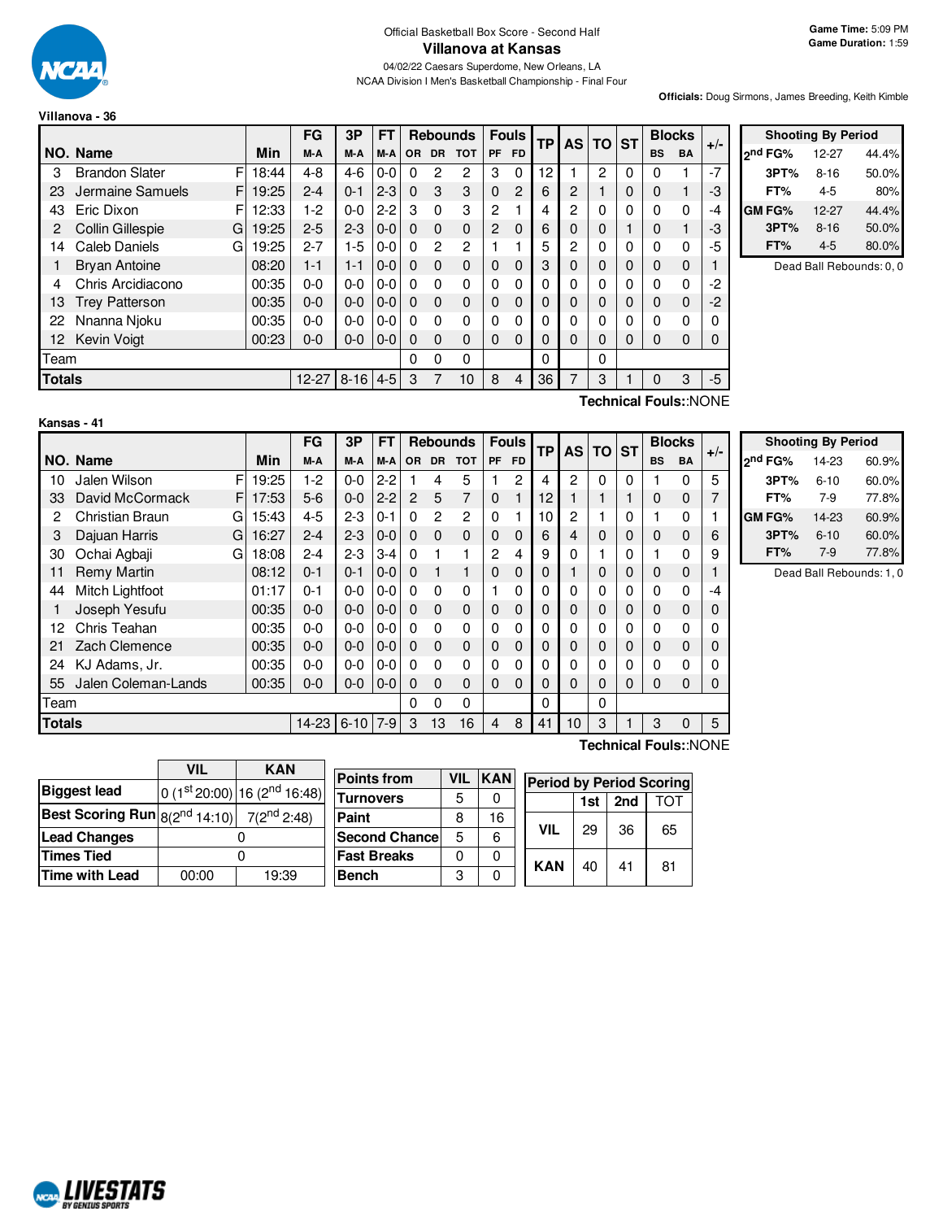Official Basketball Box Score - Second Half

# Villanova at Kansas

04/02/22 Caesars Superdome, New Orleans, LA

NCAA Division I Men's Basketball Championship - Final Four

**Game Time:** 5:09 PM
**Game Duration:** 1:59

**Officials:** Doug Sirmons, James Breeding, Keith Kimble

**Villanova - 36**

| NO. | Name | | Min | FG M-A | 3P M-A | FT M-A | OR | DR | TOT | PF | FD | TP | AS | TO | ST | BS | BA | +/- |
|---|---|---|---|---|---|---|---|---|---|---|---|---|---|---|---|---|---|---|
| 3 | Brandon Slater | F | 18:44 | 4-8 | 4-6 | 0-0 | 0 | 2 | 2 | 3 | 0 | 12 | 1 | 2 | 0 | 0 | 1 | -7 |
| 23 | Jermaine Samuels | F | 19:25 | 2-4 | 0-1 | 2-3 | 0 | 3 | 3 | 0 | 2 | 6 | 2 | 1 | 0 | 0 | 1 | -3 |
| 43 | Eric Dixon | F | 12:33 | 1-2 | 0-0 | 2-2 | 3 | 0 | 3 | 2 | 1 | 4 | 2 | 0 | 0 | 0 | 0 | -4 |
| 2 | Collin Gillespie | G | 19:25 | 2-5 | 2-3 | 0-0 | 0 | 0 | 0 | 2 | 0 | 6 | 0 | 0 | 1 | 0 | 1 | -3 |
| 14 | Caleb Daniels | G | 19:25 | 2-7 | 1-5 | 0-0 | 0 | 2 | 2 | 1 | 1 | 5 | 2 | 0 | 0 | 0 | 0 | -5 |
| 1 | Bryan Antoine | | 08:20 | 1-1 | 1-1 | 0-0 | 0 | 0 | 0 | 0 | 0 | 3 | 0 | 0 | 0 | 0 | 0 | 1 |
| 4 | Chris Arcidiacono | | 00:35 | 0-0 | 0-0 | 0-0 | 0 | 0 | 0 | 0 | 0 | 0 | 0 | 0 | 0 | 0 | 0 | -2 |
| 13 | Trey Patterson | | 00:35 | 0-0 | 0-0 | 0-0 | 0 | 0 | 0 | 0 | 0 | 0 | 0 | 0 | 0 | 0 | 0 | -2 |
| 22 | Nnanna Njoku | | 00:35 | 0-0 | 0-0 | 0-0 | 0 | 0 | 0 | 0 | 0 | 0 | 0 | 0 | 0 | 0 | 0 | 0 |
| 12 | Kevin Voigt | | 00:23 | 0-0 | 0-0 | 0-0 | 0 | 0 | 0 | 0 | 0 | 0 | 0 | 0 | 0 | 0 | 0 | 0 |
| | Team | | | | | | 0 | 0 | 0 | | | 0 | | 0 | | | | |
| | **Totals** | | | 12-27 | 8-16 | 4-5 | 3 | 7 | 10 | 8 | 4 | 36 | 7 | 3 | 1 | 0 | 3 | -5 |

**Technical Fouls:**:NONE

| Shooting By Period | | |
|---|---|---|
| 2nd FG% | 12-27 | 44.4% |
| 3PT% | 8-16 | 50.0% |
| FT% | 4-5 | 80% |
| GM FG% | 12-27 | 44.4% |
| 3PT% | 8-16 | 50.0% |
| FT% | 4-5 | 80.0% |

Dead Ball Rebounds: 0, 0

**Kansas - 41**

| NO. | Name | | Min | FG M-A | 3P M-A | FT M-A | OR | DR | TOT | PF | FD | TP | AS | TO | ST | BS | BA | +/- |
|---|---|---|---|---|---|---|---|---|---|---|---|---|---|---|---|---|---|---|
| 10 | Jalen Wilson | F | 19:25 | 1-2 | 0-0 | 2-2 | 1 | 4 | 5 | 1 | 2 | 4 | 2 | 0 | 0 | 1 | 0 | 5 |
| 33 | David McCormack | F | 17:53 | 5-6 | 0-0 | 2-2 | 2 | 5 | 7 | 0 | 1 | 12 | 1 | 1 | 1 | 0 | 0 | 7 |
| 2 | Christian Braun | G | 15:43 | 4-5 | 2-3 | 0-1 | 0 | 2 | 2 | 0 | 1 | 10 | 2 | 1 | 0 | 1 | 0 | 1 |
| 3 | Dajuan Harris | G | 16:27 | 2-4 | 2-3 | 0-0 | 0 | 0 | 0 | 0 | 0 | 6 | 4 | 0 | 0 | 0 | 0 | 6 |
| 30 | Ochai Agbaji | G | 18:08 | 2-4 | 2-3 | 3-4 | 0 | 1 | 1 | 2 | 4 | 9 | 0 | 1 | 0 | 1 | 0 | 9 |
| 11 | Remy Martin | | 08:12 | 0-1 | 0-1 | 0-0 | 0 | 1 | 1 | 0 | 0 | 0 | 1 | 0 | 0 | 0 | 0 | 1 |
| 44 | Mitch Lightfoot | | 01:17 | 0-1 | 0-0 | 0-0 | 0 | 0 | 0 | 1 | 0 | 0 | 0 | 0 | 0 | 0 | 0 | -4 |
| 1 | Joseph Yesufu | | 00:35 | 0-0 | 0-0 | 0-0 | 0 | 0 | 0 | 0 | 0 | 0 | 0 | 0 | 0 | 0 | 0 | 0 |
| 12 | Chris Teahan | | 00:35 | 0-0 | 0-0 | 0-0 | 0 | 0 | 0 | 0 | 0 | 0 | 0 | 0 | 0 | 0 | 0 | 0 |
| 21 | Zach Clemence | | 00:35 | 0-0 | 0-0 | 0-0 | 0 | 0 | 0 | 0 | 0 | 0 | 0 | 0 | 0 | 0 | 0 | 0 |
| 24 | KJ Adams, Jr. | | 00:35 | 0-0 | 0-0 | 0-0 | 0 | 0 | 0 | 0 | 0 | 0 | 0 | 0 | 0 | 0 | 0 | 0 |
| 55 | Jalen Coleman-Lands | | 00:35 | 0-0 | 0-0 | 0-0 | 0 | 0 | 0 | 0 | 0 | 0 | 0 | 0 | 0 | 0 | 0 | 0 |
| | Team | | | | | | 0 | 0 | 0 | | | 0 | | 0 | | | | |
| | **Totals** | | | 14-23 | 6-10 | 7-9 | 3 | 13 | 16 | 4 | 8 | 41 | 10 | 3 | 1 | 3 | 0 | 5 |

**Technical Fouls:**:NONE

| Shooting By Period | | |
|---|---|---|
| 2nd FG% | 14-23 | 60.9% |
| 3PT% | 6-10 | 60.0% |
| FT% | 7-9 | 77.8% |
| GM FG% | 14-23 | 60.9% |
| 3PT% | 6-10 | 60.0% |
| FT% | 7-9 | 77.8% |

Dead Ball Rebounds: 1, 0

| | VIL | KAN |
|---|---|---|
| **Biggest lead** | 0 (1st 20:00) | 16 (2nd 16:48) |
| **Best Scoring Run** | 8(2nd 14:10) | 7(2nd 2:48) |
| **Lead Changes** | 0 | |
| **Times Tied** | 0 | |
| **Time with Lead** | 00:00 | 19:39 |

| Points from | VIL | KAN |
|---|---|---|
| Turnovers | 5 | 0 |
| Paint | 8 | 16 |
| Second Chance | 5 | 6 |
| Fast Breaks | 0 | 0 |
| Bench | 3 | 0 |

| Period by Period Scoring | 1st | 2nd | TOT |
|---|---|---|---|
| VIL | 29 | 36 | 65 |
| KAN | 40 | 41 | 81 |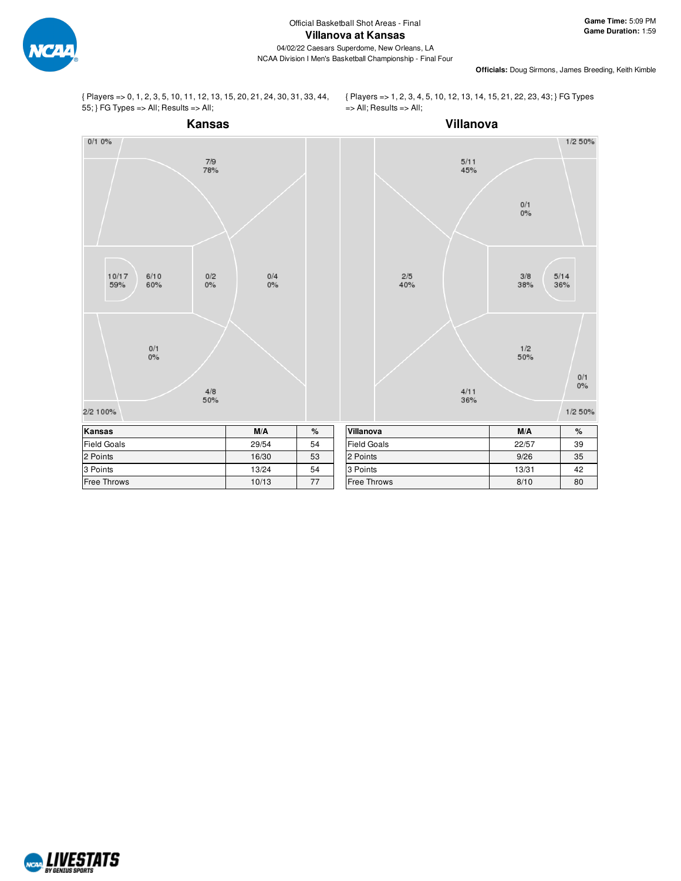# Official Basketball Shot Areas - Final

## Villanova at Kansas

04/02/22 Caesars Superdome, New Orleans, LA
NCAA Division I Men's Basketball Championship - Final Four

**Game Time:** 5:09 PM
**Game Duration:** 1:59

**Officials:** Doug Sirmons, James Breeding, Keith Kimble

{ Players => 0, 1, 2, 3, 5, 10, 11, 12, 13, 15, 20, 21, 24, 30, 31, 33, 44, 55; } FG Types => All; Results => All;

{ Players => 1, 2, 3, 4, 5, 10, 12, 13, 14, 15, 21, 22, 23, 43; } FG Types => All; Results => All;

### Kansas

0/1 0%
7/9 78%
10/17 59%
6/10 60%
0/2 0%
0/4 0%
0/1 0%
4/8 50%
2/2 100%

### Villanova

1/2 50%
5/11 45%
0/1 0%
2/5 40%
3/8 38%
5/14 36%
1/2 50%
0/1 0%
4/11 36%
1/2 50%

| Kansas | M/A | % |
|---|---|---|
| Field Goals | 29/54 | 54 |
| 2 Points | 16/30 | 53 |
| 3 Points | 13/24 | 54 |
| Free Throws | 10/13 | 77 |

| Villanova | M/A | % |
|---|---|---|
| Field Goals | 22/57 | 39 |
| 2 Points | 9/26 | 35 |
| 3 Points | 13/31 | 42 |
| Free Throws | 8/10 | 80 |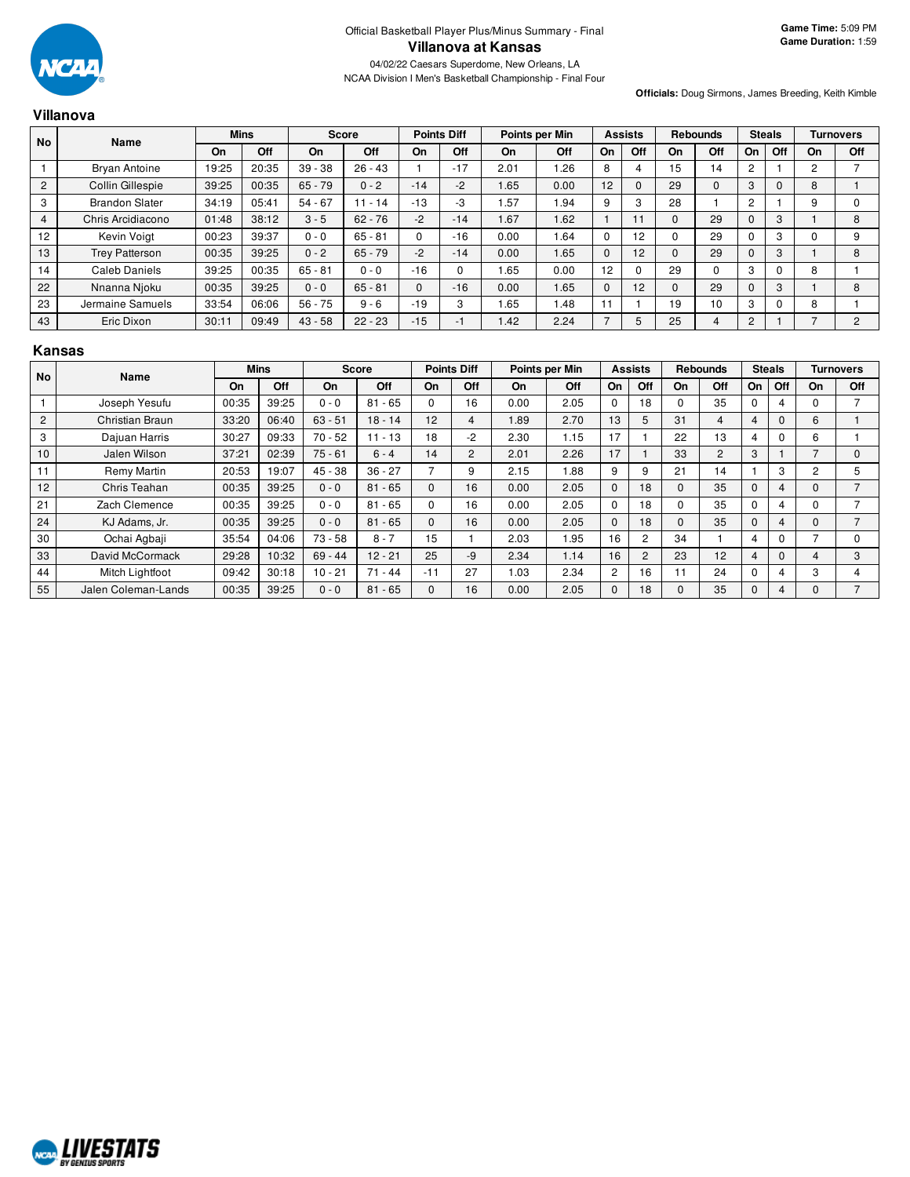Official Basketball Player Plus/Minus Summary - Final

# Villanova at Kansas

04/02/22 Caesars Superdome, New Orleans, LA

NCAA Division I Men's Basketball Championship - Final Four

**Game Time:** 5:09 PM
**Game Duration:** 1:59

**Officials:** Doug Sirmons, James Breeding, Keith Kimble

## Villanova

| No | Name | Mins | | Score | | Points Diff | | Points per Min | | Assists | | Rebounds | | Steals | | Turnovers | |
|---|---|---|---|---|---|---|---|---|---|---|---|---|---|---|---|---|---|
| | | On | Off | On | Off | On | Off | On | Off | On | Off | On | Off | On | Off | On | Off |
| 1 | Bryan Antoine | 19:25 | 20:35 | 39 - 38 | 26 - 43 | 1 | -17 | 2.01 | 1.26 | 8 | 4 | 15 | 14 | 2 | 1 | 2 | 7 |
| 2 | Collin Gillespie | 39:25 | 00:35 | 65 - 79 | 0 - 2 | -14 | -2 | 1.65 | 0.00 | 12 | 0 | 29 | 0 | 3 | 0 | 8 | 1 |
| 3 | Brandon Slater | 34:19 | 05:41 | 54 - 67 | 11 - 14 | -13 | -3 | 1.57 | 1.94 | 9 | 3 | 28 | 1 | 2 | 1 | 9 | 0 |
| 4 | Chris Arcidiacono | 01:48 | 38:12 | 3 - 5 | 62 - 76 | -2 | -14 | 1.67 | 1.62 | 1 | 11 | 0 | 29 | 0 | 3 | 1 | 8 |
| 12 | Kevin Voigt | 00:23 | 39:37 | 0 - 0 | 65 - 81 | 0 | -16 | 0.00 | 1.64 | 0 | 12 | 0 | 29 | 0 | 3 | 0 | 9 |
| 13 | Trey Patterson | 00:35 | 39:25 | 0 - 2 | 65 - 79 | -2 | -14 | 0.00 | 1.65 | 0 | 12 | 0 | 29 | 0 | 3 | 1 | 8 |
| 14 | Caleb Daniels | 39:25 | 00:35 | 65 - 81 | 0 - 0 | -16 | 0 | 1.65 | 0.00 | 12 | 0 | 29 | 0 | 3 | 0 | 8 | 1 |
| 22 | Nnanna Njoku | 00:35 | 39:25 | 0 - 0 | 65 - 81 | 0 | -16 | 0.00 | 1.65 | 0 | 12 | 0 | 29 | 0 | 3 | 1 | 8 |
| 23 | Jermaine Samuels | 33:54 | 06:06 | 56 - 75 | 9 - 6 | -19 | 3 | 1.65 | 1.48 | 11 | 1 | 19 | 10 | 3 | 0 | 8 | 1 |
| 43 | Eric Dixon | 30:11 | 09:49 | 43 - 58 | 22 - 23 | -15 | -1 | 1.42 | 2.24 | 7 | 5 | 25 | 4 | 2 | 1 | 7 | 2 |

## Kansas

| No | Name | Mins | | Score | | Points Diff | | Points per Min | | Assists | | Rebounds | | Steals | | Turnovers | |
|---|---|---|---|---|---|---|---|---|---|---|---|---|---|---|---|---|---|
| | | On | Off | On | Off | On | Off | On | Off | On | Off | On | Off | On | Off | On | Off |
| 1 | Joseph Yesufu | 00:35 | 39:25 | 0 - 0 | 81 - 65 | 0 | 16 | 0.00 | 2.05 | 0 | 18 | 0 | 35 | 0 | 4 | 0 | 7 |
| 2 | Christian Braun | 33:20 | 06:40 | 63 - 51 | 18 - 14 | 12 | 4 | 1.89 | 2.70 | 13 | 5 | 31 | 4 | 4 | 0 | 6 | 1 |
| 3 | Dajuan Harris | 30:27 | 09:33 | 70 - 52 | 11 - 13 | 18 | -2 | 2.30 | 1.15 | 17 | 1 | 22 | 13 | 4 | 0 | 6 | 1 |
| 10 | Jalen Wilson | 37:21 | 02:39 | 75 - 61 | 6 - 4 | 14 | 2 | 2.01 | 2.26 | 17 | 1 | 33 | 2 | 3 | 1 | 7 | 0 |
| 11 | Remy Martin | 20:53 | 19:07 | 45 - 38 | 36 - 27 | 7 | 9 | 2.15 | 1.88 | 9 | 9 | 21 | 14 | 1 | 3 | 2 | 5 |
| 12 | Chris Teahan | 00:35 | 39:25 | 0 - 0 | 81 - 65 | 0 | 16 | 0.00 | 2.05 | 0 | 18 | 0 | 35 | 0 | 4 | 0 | 7 |
| 21 | Zach Clemence | 00:35 | 39:25 | 0 - 0 | 81 - 65 | 0 | 16 | 0.00 | 2.05 | 0 | 18 | 0 | 35 | 0 | 4 | 0 | 7 |
| 24 | KJ Adams, Jr. | 00:35 | 39:25 | 0 - 0 | 81 - 65 | 0 | 16 | 0.00 | 2.05 | 0 | 18 | 0 | 35 | 0 | 4 | 0 | 7 |
| 30 | Ochai Agbaji | 35:54 | 04:06 | 73 - 58 | 8 - 7 | 15 | 1 | 2.03 | 1.95 | 16 | 2 | 34 | 1 | 4 | 0 | 7 | 0 |
| 33 | David McCormack | 29:28 | 10:32 | 69 - 44 | 12 - 21 | 25 | -9 | 2.34 | 1.14 | 16 | 2 | 23 | 12 | 4 | 0 | 4 | 3 |
| 44 | Mitch Lightfoot | 09:42 | 30:18 | 10 - 21 | 71 - 44 | -11 | 27 | 1.03 | 2.34 | 2 | 16 | 11 | 24 | 0 | 4 | 3 | 4 |
| 55 | Jalen Coleman-Lands | 00:35 | 39:25 | 0 - 0 | 81 - 65 | 0 | 16 | 0.00 | 2.05 | 0 | 18 | 0 | 35 | 0 | 4 | 0 | 7 |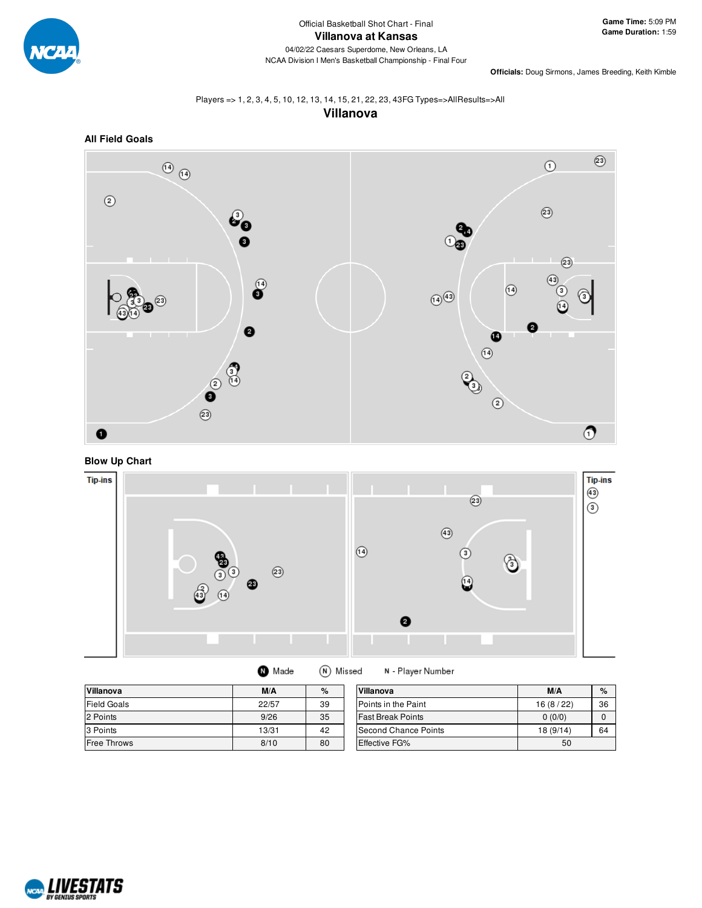Official Basketball Shot Chart - Final

# Villanova at Kansas

04/02/22 Caesars Superdome, New Orleans, LA
NCAA Division I Men's Basketball Championship - Final Four

**Game Time:** 5:09 PM
**Game Duration:** 1:59

**Officials:** Doug Sirmons, James Breeding, Keith Kimble

Players => 1, 2, 3, 4, 5, 10, 12, 13, 14, 15, 21, 22, 23, 43FG Types=>AllResults=>All

## Villanova

### All Field Goals

### Blow Up Chart

Tip-ins

Tip-ins

Made   Missed   N - Player Number

| Villanova | M/A | % |
|---|---|---|
| Field Goals | 22/57 | 39 |
| 2 Points | 9/26 | 35 |
| 3 Points | 13/31 | 42 |
| Free Throws | 8/10 | 80 |

| Villanova | M/A | % |
|---|---|---|
| Points in the Paint | 16 (8 / 22) | 36 |
| Fast Break Points | 0 (0/0) | 0 |
| Second Chance Points | 18 (9/14) | 64 |
| Effective FG% | 50 | |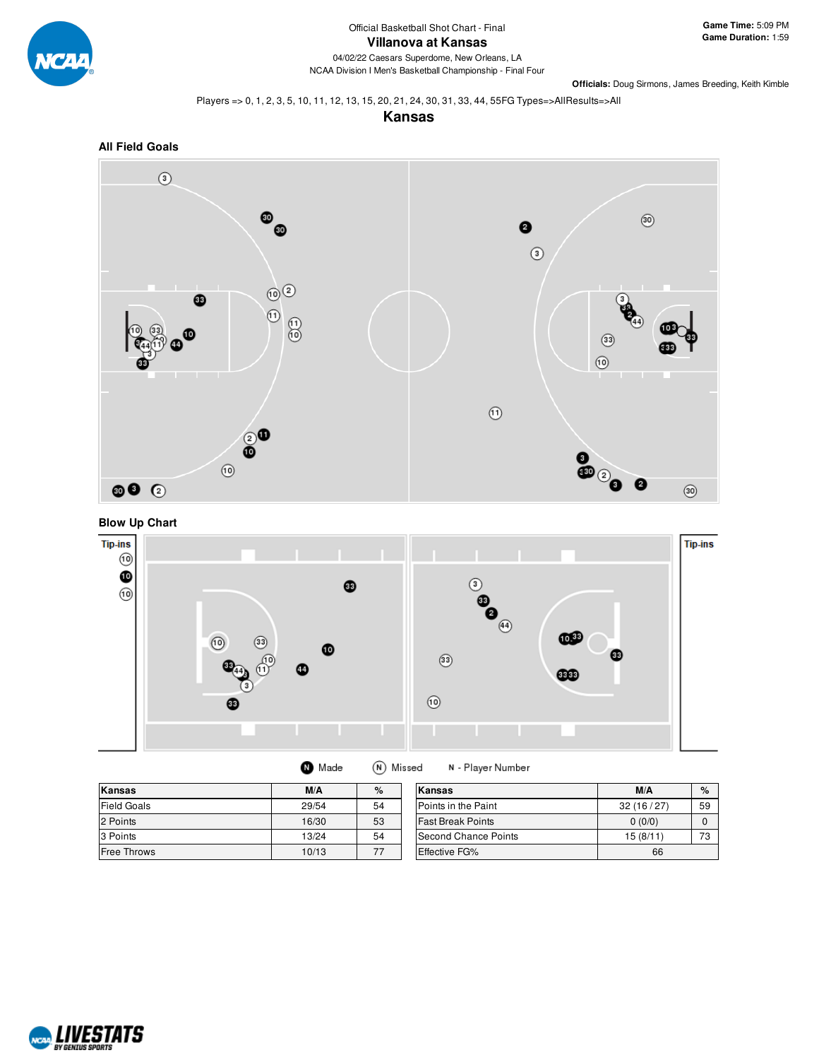Official Basketball Shot Chart - Final

# Villanova at Kansas

04/02/22 Caesars Superdome, New Orleans, LA

NCAA Division I Men's Basketball Championship - Final Four

**Game Time:** 5:09 PM
**Game Duration:** 1:59

**Officials:** Doug Sirmons, James Breeding, Keith Kimble

Players => 0, 1, 2, 3, 5, 10, 11, 12, 13, 15, 20, 21, 24, 30, 31, 33, 44, 55FG Types=>AllResults=>All

## Kansas

### All Field Goals

### Blow Up Chart

Tip-ins

Made | Missed | N - Player Number

| Kansas | M/A | % |
|---|---|---|
| Field Goals | 29/54 | 54 |
| 2 Points | 16/30 | 53 |
| 3 Points | 13/24 | 54 |
| Free Throws | 10/13 | 77 |

| Kansas | M/A | % |
|---|---|---|
| Points in the Paint | 32 (16 / 27) | 59 |
| Fast Break Points | 0 (0/0) | 0 |
| Second Chance Points | 15 (8/11) | 73 |
| Effective FG% | 66 | |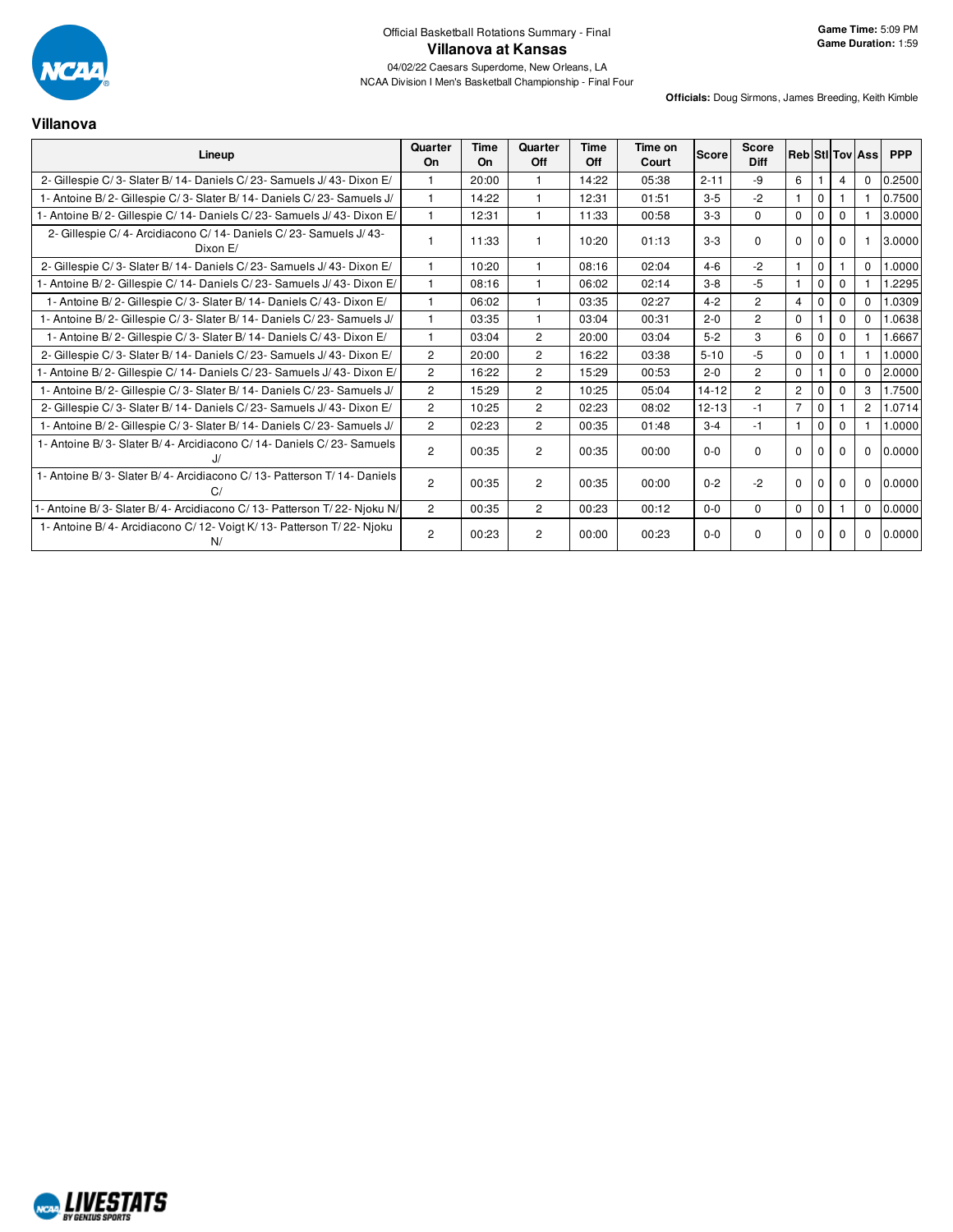Official Basketball Rotations Summary - Final

# Villanova at Kansas

04/02/22 Caesars Superdome, New Orleans, LA

NCAA Division I Men's Basketball Championship - Final Four

**Game Time:** 5:09 PM
**Game Duration:** 1:59

**Officials:** Doug Sirmons, James Breeding, Keith Kimble

## Villanova

| Lineup | Quarter On | Time On | Quarter Off | Time Off | Time on Court | Score | Score Diff | Reb | Stl | Tov | Ass | PPP |
|---|---|---|---|---|---|---|---|---|---|---|---|---|
| 2- Gillespie C/ 3- Slater B/ 14- Daniels C/ 23- Samuels J/ 43- Dixon E/ | 1 | 20:00 | 1 | 14:22 | 05:38 | 2-11 | -9 | 6 | 1 | 4 | 0 | 0.2500 |
| 1- Antoine B/ 2- Gillespie C/ 3- Slater B/ 14- Daniels C/ 23- Samuels J/ | 1 | 14:22 | 1 | 12:31 | 01:51 | 3-5 | -2 | 1 | 0 | 1 | 1 | 0.7500 |
| 1- Antoine B/ 2- Gillespie C/ 14- Daniels C/ 23- Samuels J/ 43- Dixon E/ | 1 | 12:31 | 1 | 11:33 | 00:58 | 3-3 | 0 | 0 | 0 | 0 | 1 | 3.0000 |
| 2- Gillespie C/ 4- Arcidiacono C/ 14- Daniels C/ 23- Samuels J/ 43- Dixon E/ | 1 | 11:33 | 1 | 10:20 | 01:13 | 3-3 | 0 | 0 | 0 | 0 | 1 | 3.0000 |
| 2- Gillespie C/ 3- Slater B/ 14- Daniels C/ 23- Samuels J/ 43- Dixon E/ | 1 | 10:20 | 1 | 08:16 | 02:04 | 4-6 | -2 | 1 | 0 | 1 | 0 | 1.0000 |
| 1- Antoine B/ 2- Gillespie C/ 14- Daniels C/ 23- Samuels J/ 43- Dixon E/ | 1 | 08:16 | 1 | 06:02 | 02:14 | 3-8 | -5 | 1 | 0 | 0 | 1 | 1.2295 |
| 1- Antoine B/ 2- Gillespie C/ 3- Slater B/ 14- Daniels C/ 43- Dixon E/ | 1 | 06:02 | 1 | 03:35 | 02:27 | 4-2 | 2 | 4 | 0 | 0 | 0 | 1.0309 |
| 1- Antoine B/ 2- Gillespie C/ 3- Slater B/ 14- Daniels C/ 23- Samuels J/ | 1 | 03:35 | 1 | 03:04 | 00:31 | 2-0 | 2 | 0 | 1 | 0 | 0 | 1.0638 |
| 1- Antoine B/ 2- Gillespie C/ 3- Slater B/ 14- Daniels C/ 43- Dixon E/ | 1 | 03:04 | 2 | 20:00 | 03:04 | 5-2 | 3 | 6 | 0 | 0 | 1 | 1.6667 |
| 2- Gillespie C/ 3- Slater B/ 14- Daniels C/ 23- Samuels J/ 43- Dixon E/ | 2 | 20:00 | 2 | 16:22 | 03:38 | 5-10 | -5 | 0 | 0 | 1 | 1 | 1.0000 |
| 1- Antoine B/ 2- Gillespie C/ 14- Daniels C/ 23- Samuels J/ 43- Dixon E/ | 2 | 16:22 | 2 | 15:29 | 00:53 | 2-0 | 2 | 0 | 1 | 0 | 0 | 2.0000 |
| 1- Antoine B/ 2- Gillespie C/ 3- Slater B/ 14- Daniels C/ 23- Samuels J/ | 2 | 15:29 | 2 | 10:25 | 05:04 | 14-12 | 2 | 2 | 0 | 0 | 3 | 1.7500 |
| 2- Gillespie C/ 3- Slater B/ 14- Daniels C/ 23- Samuels J/ 43- Dixon E/ | 2 | 10:25 | 2 | 02:23 | 08:02 | 12-13 | -1 | 7 | 0 | 1 | 2 | 1.0714 |
| 1- Antoine B/ 2- Gillespie C/ 3- Slater B/ 14- Daniels C/ 23- Samuels J/ | 2 | 02:23 | 2 | 00:35 | 01:48 | 3-4 | -1 | 1 | 0 | 0 | 1 | 1.0000 |
| 1- Antoine B/ 3- Slater B/ 4- Arcidiacono C/ 14- Daniels C/ 23- Samuels J/ | 2 | 00:35 | 2 | 00:35 | 00:00 | 0-0 | 0 | 0 | 0 | 0 | 0 | 0.0000 |
| 1- Antoine B/ 3- Slater B/ 4- Arcidiacono C/ 13- Patterson T/ 14- Daniels C/ | 2 | 00:35 | 2 | 00:35 | 00:00 | 0-2 | -2 | 0 | 0 | 0 | 0 | 0.0000 |
| 1- Antoine B/ 3- Slater B/ 4- Arcidiacono C/ 13- Patterson T/ 22- Njoku N/ | 2 | 00:35 | 2 | 00:23 | 00:12 | 0-0 | 0 | 0 | 0 | 1 | 0 | 0.0000 |
| 1- Antoine B/ 4- Arcidiacono C/ 12- Voigt K/ 13- Patterson T/ 22- Njoku N/ | 2 | 00:23 | 2 | 00:00 | 00:23 | 0-0 | 0 | 0 | 0 | 0 | 0 | 0.0000 |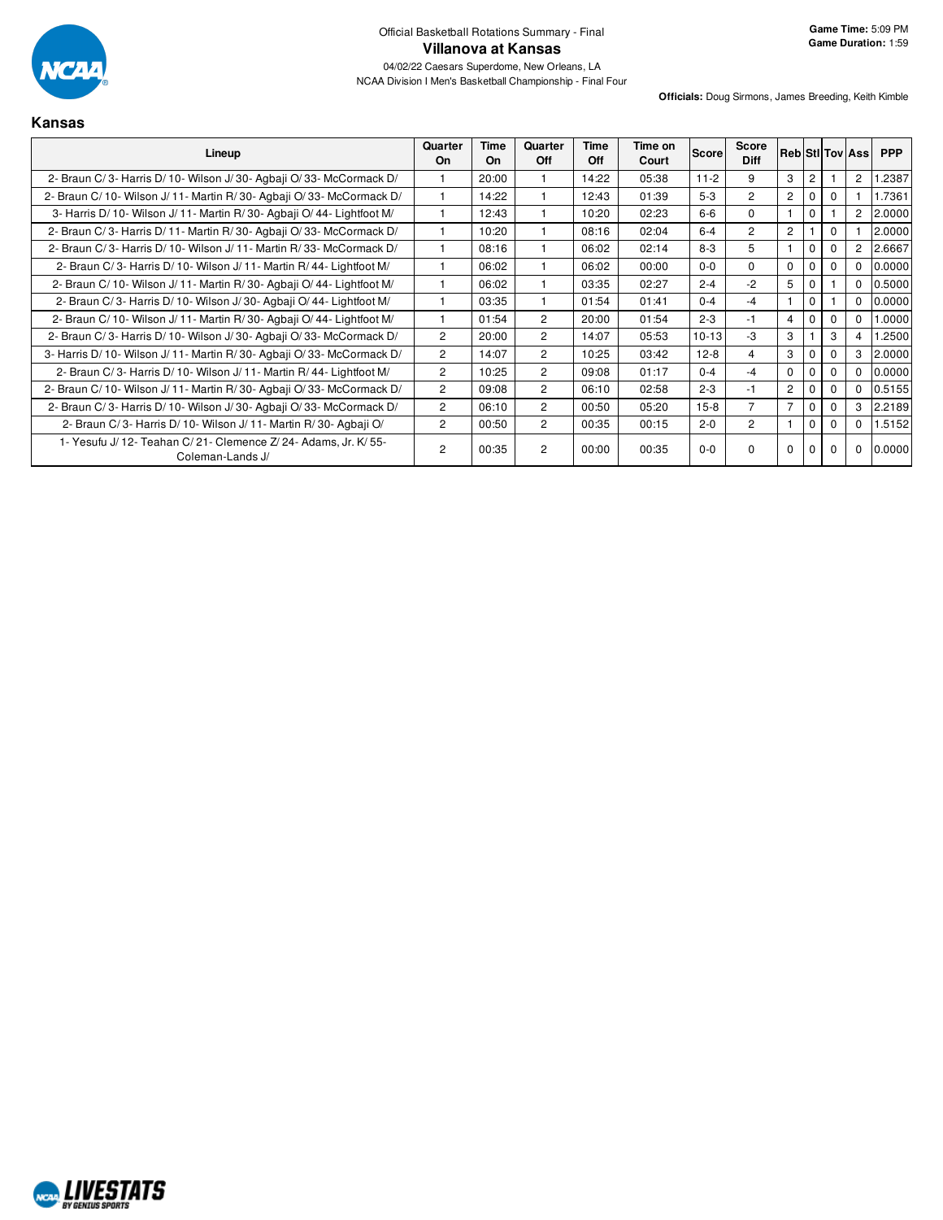Official Basketball Rotations Summary - Final

# Villanova at Kansas

04/02/22 Caesars Superdome, New Orleans, LA

NCAA Division I Men's Basketball Championship - Final Four

**Game Time:** 5:09 PM
**Game Duration:** 1:59

**Officials:** Doug Sirmons, James Breeding, Keith Kimble

## Kansas

| Lineup | Quarter On | Time On | Quarter Off | Time Off | Time on Court | Score | Score Diff | Reb | Stl | Tov | Ass | PPP |
|---|---|---|---|---|---|---|---|---|---|---|---|---|
| 2- Braun C/ 3- Harris D/ 10- Wilson J/ 30- Agbaji O/ 33- McCormack D/ | 1 | 20:00 | 1 | 14:22 | 05:38 | 11-2 | 9 | 3 | 2 | 1 | 2 | 1.2387 |
| 2- Braun C/ 10- Wilson J/ 11- Martin R/ 30- Agbaji O/ 33- McCormack D/ | 1 | 14:22 | 1 | 12:43 | 01:39 | 5-3 | 2 | 2 | 0 | 0 | 1 | 1.7361 |
| 3- Harris D/ 10- Wilson J/ 11- Martin R/ 30- Agbaji O/ 44- Lightfoot M/ | 1 | 12:43 | 1 | 10:20 | 02:23 | 6-6 | 0 | 1 | 0 | 1 | 2 | 2.0000 |
| 2- Braun C/ 3- Harris D/ 11- Martin R/ 30- Agbaji O/ 33- McCormack D/ | 1 | 10:20 | 1 | 08:16 | 02:04 | 6-4 | 2 | 2 | 1 | 0 | 1 | 2.0000 |
| 2- Braun C/ 3- Harris D/ 10- Wilson J/ 11- Martin R/ 33- McCormack D/ | 1 | 08:16 | 1 | 06:02 | 02:14 | 8-3 | 5 | 1 | 0 | 0 | 2 | 2.6667 |
| 2- Braun C/ 3- Harris D/ 10- Wilson J/ 11- Martin R/ 44- Lightfoot M/ | 1 | 06:02 | 1 | 06:02 | 00:00 | 0-0 | 0 | 0 | 0 | 0 | 0 | 0.0000 |
| 2- Braun C/ 10- Wilson J/ 11- Martin R/ 30- Agbaji O/ 44- Lightfoot M/ | 1 | 06:02 | 1 | 03:35 | 02:27 | 2-4 | -2 | 5 | 0 | 1 | 0 | 0.5000 |
| 2- Braun C/ 3- Harris D/ 10- Wilson J/ 30- Agbaji O/ 44- Lightfoot M/ | 1 | 03:35 | 1 | 01:54 | 01:41 | 0-4 | -4 | 1 | 0 | 1 | 0 | 0.0000 |
| 2- Braun C/ 10- Wilson J/ 11- Martin R/ 30- Agbaji O/ 44- Lightfoot M/ | 1 | 01:54 | 2 | 20:00 | 01:54 | 2-3 | -1 | 4 | 0 | 0 | 0 | 1.0000 |
| 2- Braun C/ 3- Harris D/ 10- Wilson J/ 30- Agbaji O/ 33- McCormack D/ | 2 | 20:00 | 2 | 14:07 | 05:53 | 10-13 | -3 | 3 | 1 | 3 | 4 | 1.2500 |
| 3- Harris D/ 10- Wilson J/ 11- Martin R/ 30- Agbaji O/ 33- McCormack D/ | 2 | 14:07 | 2 | 10:25 | 03:42 | 12-8 | 4 | 3 | 0 | 0 | 3 | 2.0000 |
| 2- Braun C/ 3- Harris D/ 10- Wilson J/ 11- Martin R/ 44- Lightfoot M/ | 2 | 10:25 | 2 | 09:08 | 01:17 | 0-4 | -4 | 0 | 0 | 0 | 0 | 0.0000 |
| 2- Braun C/ 10- Wilson J/ 11- Martin R/ 30- Agbaji O/ 33- McCormack D/ | 2 | 09:08 | 2 | 06:10 | 02:58 | 2-3 | -1 | 2 | 0 | 0 | 0 | 0.5155 |
| 2- Braun C/ 3- Harris D/ 10- Wilson J/ 30- Agbaji O/ 33- McCormack D/ | 2 | 06:10 | 2 | 00:50 | 05:20 | 15-8 | 7 | 7 | 0 | 0 | 3 | 2.2189 |
| 2- Braun C/ 3- Harris D/ 10- Wilson J/ 11- Martin R/ 30- Agbaji O/ | 2 | 00:50 | 2 | 00:35 | 00:15 | 2-0 | 2 | 1 | 0 | 0 | 0 | 1.5152 |
| 1- Yesufu J/ 12- Teahan C/ 21- Clemence Z/ 24- Adams, Jr. K/ 55- Coleman-Lands J/ | 2 | 00:35 | 2 | 00:00 | 00:35 | 0-0 | 0 | 0 | 0 | 0 | 0 | 0.0000 |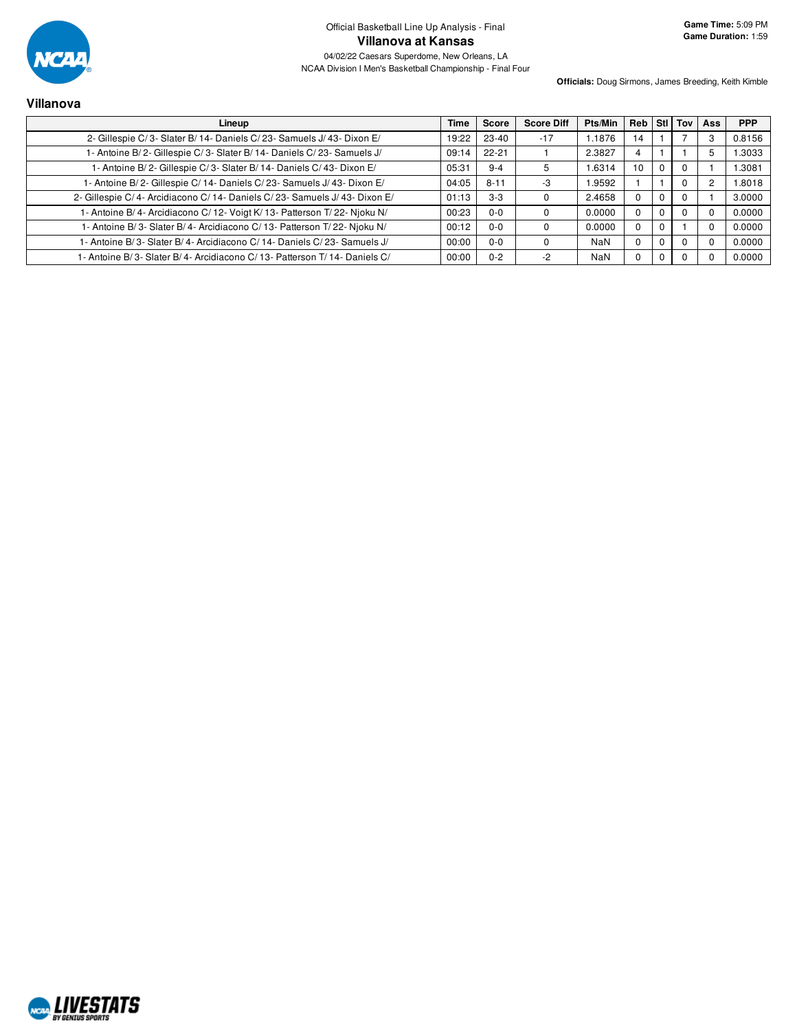Official Basketball Line Up Analysis - Final

# Villanova at Kansas

04/02/22 Caesars Superdome, New Orleans, LA

NCAA Division I Men's Basketball Championship - Final Four

**Game Time:** 5:09 PM
**Game Duration:** 1:59

**Officials:** Doug Sirmons, James Breeding, Keith Kimble

## Villanova

| Lineup | Time | Score | Score Diff | Pts/Min | Reb | Stl | Tov | Ass | PPP |
|---|---|---|---|---|---|---|---|---|---|
| 2- Gillespie C/ 3- Slater B/ 14- Daniels C/ 23- Samuels J/ 43- Dixon E/ | 19:22 | 23-40 | -17 | 1.1876 | 14 | 1 | 7 | 3 | 0.8156 |
| 1- Antoine B/ 2- Gillespie C/ 3- Slater B/ 14- Daniels C/ 23- Samuels J/ | 09:14 | 22-21 | 1 | 2.3827 | 4 | 1 | 1 | 5 | 1.3033 |
| 1- Antoine B/ 2- Gillespie C/ 3- Slater B/ 14- Daniels C/ 43- Dixon E/ | 05:31 | 9-4 | 5 | 1.6314 | 10 | 0 | 0 | 1 | 1.3081 |
| 1- Antoine B/ 2- Gillespie C/ 14- Daniels C/ 23- Samuels J/ 43- Dixon E/ | 04:05 | 8-11 | -3 | 1.9592 | 1 | 1 | 0 | 2 | 1.8018 |
| 2- Gillespie C/ 4- Arcidiacono C/ 14- Daniels C/ 23- Samuels J/ 43- Dixon E/ | 01:13 | 3-3 | 0 | 2.4658 | 0 | 0 | 0 | 1 | 3.0000 |
| 1- Antoine B/ 4- Arcidiacono C/ 12- Voigt K/ 13- Patterson T/ 22- Njoku N/ | 00:23 | 0-0 | 0 | 0.0000 | 0 | 0 | 0 | 0 | 0.0000 |
| 1- Antoine B/ 3- Slater B/ 4- Arcidiacono C/ 13- Patterson T/ 22- Njoku N/ | 00:12 | 0-0 | 0 | 0.0000 | 0 | 0 | 1 | 0 | 0.0000 |
| 1- Antoine B/ 3- Slater B/ 4- Arcidiacono C/ 14- Daniels C/ 23- Samuels J/ | 00:00 | 0-0 | 0 | NaN | 0 | 0 | 0 | 0 | 0.0000 |
| 1- Antoine B/ 3- Slater B/ 4- Arcidiacono C/ 13- Patterson T/ 14- Daniels C/ | 00:00 | 0-2 | -2 | NaN | 0 | 0 | 0 | 0 | 0.0000 |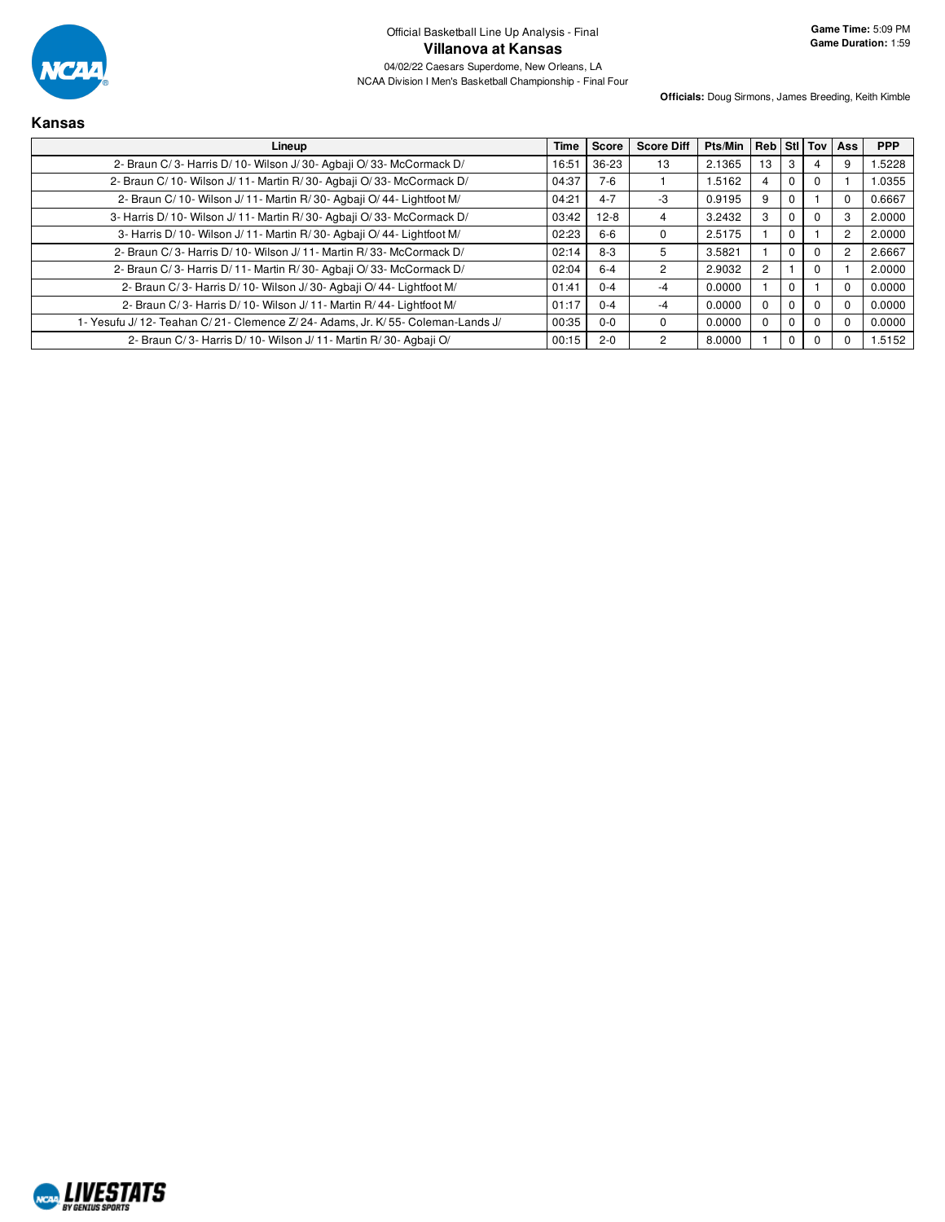Official Basketball Line Up Analysis - Final

# Villanova at Kansas

04/02/22 Caesars Superdome, New Orleans, LA

NCAA Division I Men's Basketball Championship - Final Four

**Game Time:** 5:09 PM
**Game Duration:** 1:59

**Officials:** Doug Sirmons, James Breeding, Keith Kimble

## Kansas

| Lineup | Time | Score | Score Diff | Pts/Min | Reb | Stl | Tov | Ass | PPP |
|---|---|---|---|---|---|---|---|---|---|
| 2- Braun C/ 3- Harris D/ 10- Wilson J/ 30- Agbaji O/ 33- McCormack D/ | 16:51 | 36-23 | 13 | 2.1365 | 13 | 3 | 4 | 9 | 1.5228 |
| 2- Braun C/ 10- Wilson J/ 11- Martin R/ 30- Agbaji O/ 33- McCormack D/ | 04:37 | 7-6 | 1 | 1.5162 | 4 | 0 | 0 | 1 | 1.0355 |
| 2- Braun C/ 10- Wilson J/ 11- Martin R/ 30- Agbaji O/ 44- Lightfoot M/ | 04:21 | 4-7 | -3 | 0.9195 | 9 | 0 | 1 | 0 | 0.6667 |
| 3- Harris D/ 10- Wilson J/ 11- Martin R/ 30- Agbaji O/ 33- McCormack D/ | 03:42 | 12-8 | 4 | 3.2432 | 3 | 0 | 0 | 3 | 2.0000 |
| 3- Harris D/ 10- Wilson J/ 11- Martin R/ 30- Agbaji O/ 44- Lightfoot M/ | 02:23 | 6-6 | 0 | 2.5175 | 1 | 0 | 1 | 2 | 2.0000 |
| 2- Braun C/ 3- Harris D/ 10- Wilson J/ 11- Martin R/ 33- McCormack D/ | 02:14 | 8-3 | 5 | 3.5821 | 1 | 0 | 0 | 2 | 2.6667 |
| 2- Braun C/ 3- Harris D/ 11- Martin R/ 30- Agbaji O/ 33- McCormack D/ | 02:04 | 6-4 | 2 | 2.9032 | 2 | 1 | 0 | 1 | 2.0000 |
| 2- Braun C/ 3- Harris D/ 10- Wilson J/ 30- Agbaji O/ 44- Lightfoot M/ | 01:41 | 0-4 | -4 | 0.0000 | 1 | 0 | 1 | 0 | 0.0000 |
| 2- Braun C/ 3- Harris D/ 10- Wilson J/ 11- Martin R/ 44- Lightfoot M/ | 01:17 | 0-4 | -4 | 0.0000 | 0 | 0 | 0 | 0 | 0.0000 |
| 1- Yesufu J/ 12- Teahan C/ 21- Clemence Z/ 24- Adams, Jr. K/ 55- Coleman-Lands J/ | 00:35 | 0-0 | 0 | 0.0000 | 0 | 0 | 0 | 0 | 0.0000 |
| 2- Braun C/ 3- Harris D/ 10- Wilson J/ 11- Martin R/ 30- Agbaji O/ | 00:15 | 2-0 | 2 | 8.0000 | 1 | 0 | 0 | 0 | 1.5152 |